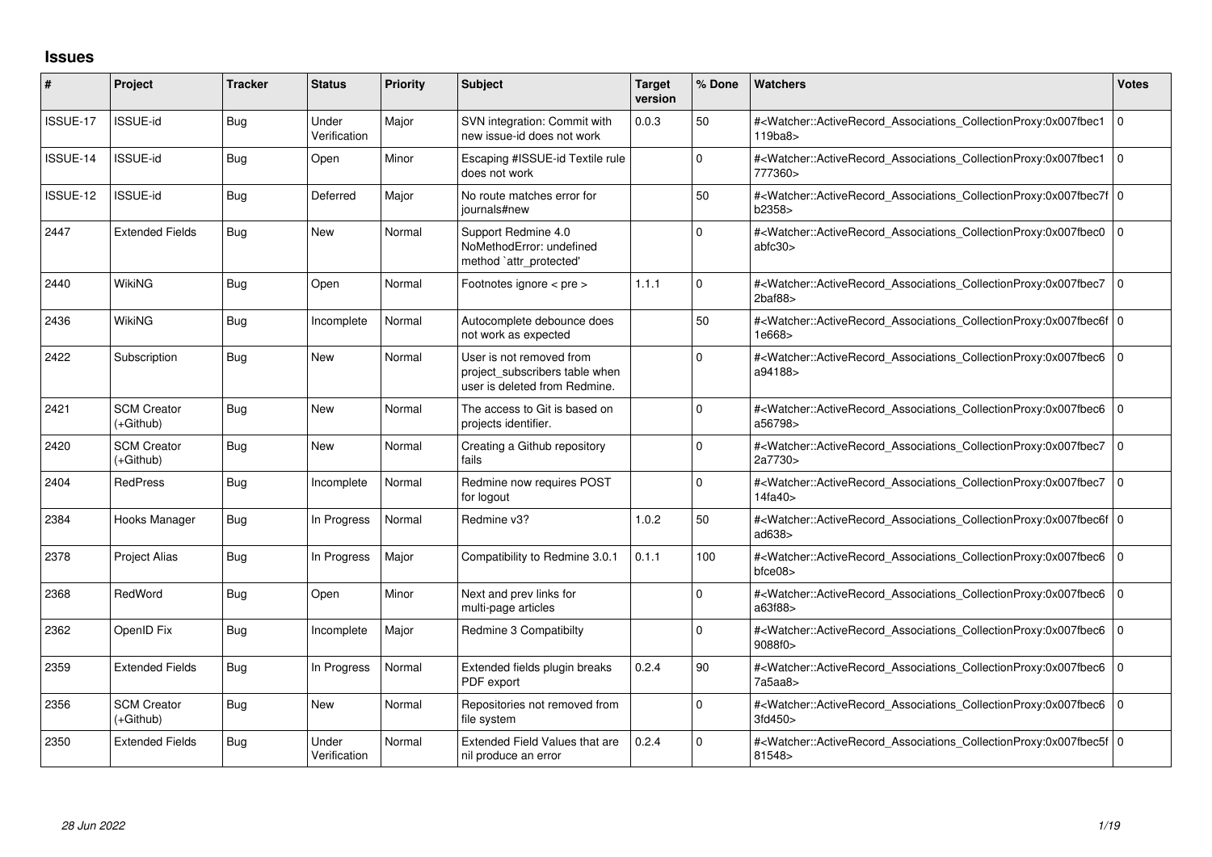## Issues

| # | Project | Tracker | Status | Priority | Subject | Target version | % Done | Watchers | Votes |
|---|---|---|---|---|---|---|---|---|---|
| ISSUE-17 | ISSUE-id | Bug | Under Verification | Major | SVN integration: Commit with new issue-id does not work | 0.0.3 | 50 | #<Watcher::ActiveRecord_Associations_CollectionProxy:0x007fbec1119ba8> | 0 |
| ISSUE-14 | ISSUE-id | Bug | Open | Minor | Escaping #ISSUE-id Textile rule does not work | | 0 | #<Watcher::ActiveRecord_Associations_CollectionProxy:0x007fbec1777360> | 0 |
| ISSUE-12 | ISSUE-id | Bug | Deferred | Major | No route matches error for journals#new | | 50 | #<Watcher::ActiveRecord_Associations_CollectionProxy:0x007fbec7fb2358> | 0 |
| 2447 | Extended Fields | Bug | New | Normal | Support Redmine 4.0 NoMethodError: undefined method `attr_protected' | | 0 | #<Watcher::ActiveRecord_Associations_CollectionProxy:0x007fbec0abfc30> | 0 |
| 2440 | WikiNG | Bug | Open | Normal | Footnotes ignore < pre > | 1.1.1 | 0 | #<Watcher::ActiveRecord_Associations_CollectionProxy:0x007fbec72baf88> | 0 |
| 2436 | WikiNG | Bug | Incomplete | Normal | Autocomplete debounce does not work as expected | | 50 | #<Watcher::ActiveRecord_Associations_CollectionProxy:0x007fbec6f1e668> | 0 |
| 2422 | Subscription | Bug | New | Normal | User is not removed from project_subscribers table when user is deleted from Redmine. | | 0 | #<Watcher::ActiveRecord_Associations_CollectionProxy:0x007fbec6a94188> | 0 |
| 2421 | SCM Creator (+Github) | Bug | New | Normal | The access to Git is based on projects identifier. | | 0 | #<Watcher::ActiveRecord_Associations_CollectionProxy:0x007fbec6a56798> | 0 |
| 2420 | SCM Creator (+Github) | Bug | New | Normal | Creating a Github repository fails | | 0 | #<Watcher::ActiveRecord_Associations_CollectionProxy:0x007fbec72a7730> | 0 |
| 2404 | RedPress | Bug | Incomplete | Normal | Redmine now requires POST for logout | | 0 | #<Watcher::ActiveRecord_Associations_CollectionProxy:0x007fbec714fa40> | 0 |
| 2384 | Hooks Manager | Bug | In Progress | Normal | Redmine v3? | 1.0.2 | 50 | #<Watcher::ActiveRecord_Associations_CollectionProxy:0x007fbec6fad638> | 0 |
| 2378 | Project Alias | Bug | In Progress | Major | Compatibility to Redmine 3.0.1 | 0.1.1 | 100 | #<Watcher::ActiveRecord_Associations_CollectionProxy:0x007fbec6bfce08> | 0 |
| 2368 | RedWord | Bug | Open | Minor | Next and prev links for multi-page articles | | 0 | #<Watcher::ActiveRecord_Associations_CollectionProxy:0x007fbec6a63f88> | 0 |
| 2362 | OpenID Fix | Bug | Incomplete | Major | Redmine 3 Compatibilty | | 0 | #<Watcher::ActiveRecord_Associations_CollectionProxy:0x007fbec69088f0> | 0 |
| 2359 | Extended Fields | Bug | In Progress | Normal | Extended fields plugin breaks PDF export | 0.2.4 | 90 | #<Watcher::ActiveRecord_Associations_CollectionProxy:0x007fbec67a5aa8> | 0 |
| 2356 | SCM Creator (+Github) | Bug | New | Normal | Repositories not removed from file system | | 0 | #<Watcher::ActiveRecord_Associations_CollectionProxy:0x007fbec63fd450> | 0 |
| 2350 | Extended Fields | Bug | Under Verification | Normal | Extended Field Values that are nil produce an error | 0.2.4 | 0 | #<Watcher::ActiveRecord_Associations_CollectionProxy:0x007fbec5f81548> | 0 |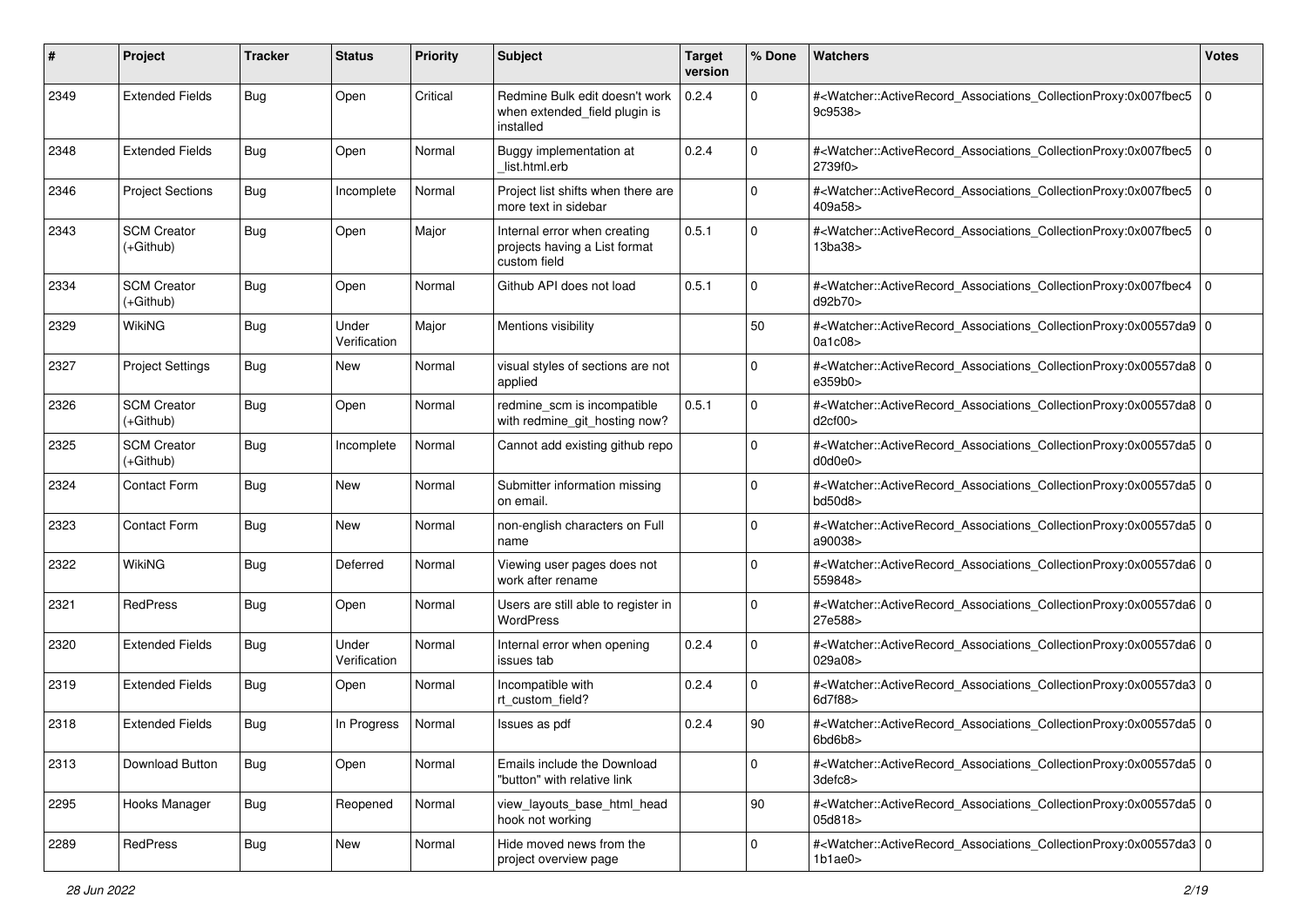| # | Project | Tracker | Status | Priority | Subject | Target version | % Done | Watchers | Votes |
|---|---|---|---|---|---|---|---|---|---|
| 2349 | Extended Fields | Bug | Open | Critical | Redmine Bulk edit doesn't work when extended_field plugin is installed | 0.2.4 | 0 | #<Watcher::ActiveRecord_Associations_CollectionProxy:0x007fbec59c9538> | 0 |
| 2348 | Extended Fields | Bug | Open | Normal | Buggy implementation at _list.html.erb | 0.2.4 | 0 | #<Watcher::ActiveRecord_Associations_CollectionProxy:0x007fbec52739f0> | 0 |
| 2346 | Project Sections | Bug | Incomplete | Normal | Project list shifts when there are more text in sidebar | | 0 | #<Watcher::ActiveRecord_Associations_CollectionProxy:0x007fbec5409a58> | 0 |
| 2343 | SCM Creator (+Github) | Bug | Open | Major | Internal error when creating projects having a List format custom field | 0.5.1 | 0 | #<Watcher::ActiveRecord_Associations_CollectionProxy:0x007fbec513ba38> | 0 |
| 2334 | SCM Creator (+Github) | Bug | Open | Normal | Github API does not load | 0.5.1 | 0 | #<Watcher::ActiveRecord_Associations_CollectionProxy:0x007fbec4d92b70> | 0 |
| 2329 | WikiNG | Bug | Under Verification | Major | Mentions visibility | | 50 | #<Watcher::ActiveRecord_Associations_CollectionProxy:0x00557da90a1c08> | 0 |
| 2327 | Project Settings | Bug | New | Normal | visual styles of sections are not applied | | 0 | #<Watcher::ActiveRecord_Associations_CollectionProxy:0x00557da8e359b0> | 0 |
| 2326 | SCM Creator (+Github) | Bug | Open | Normal | redmine_scm is incompatible with redmine_git_hosting now? | 0.5.1 | 0 | #<Watcher::ActiveRecord_Associations_CollectionProxy:0x00557da8d2cf00> | 0 |
| 2325 | SCM Creator (+Github) | Bug | Incomplete | Normal | Cannot add existing github repo | | 0 | #<Watcher::ActiveRecord_Associations_CollectionProxy:0x00557da5d0d0e0> | 0 |
| 2324 | Contact Form | Bug | New | Normal | Submitter information missing on email. | | 0 | #<Watcher::ActiveRecord_Associations_CollectionProxy:0x00557da5bd50d8> | 0 |
| 2323 | Contact Form | Bug | New | Normal | non-english characters on Full name | | 0 | #<Watcher::ActiveRecord_Associations_CollectionProxy:0x00557da5a90038> | 0 |
| 2322 | WikiNG | Bug | Deferred | Normal | Viewing user pages does not work after rename | | 0 | #<Watcher::ActiveRecord_Associations_CollectionProxy:0x00557da6559848> | 0 |
| 2321 | RedPress | Bug | Open | Normal | Users are still able to register in WordPress | | 0 | #<Watcher::ActiveRecord_Associations_CollectionProxy:0x00557da627e588> | 0 |
| 2320 | Extended Fields | Bug | Under Verification | Normal | Internal error when opening issues tab | 0.2.4 | 0 | #<Watcher::ActiveRecord_Associations_CollectionProxy:0x00557da6029a08> | 0 |
| 2319 | Extended Fields | Bug | Open | Normal | Incompatible with rt_custom_field? | 0.2.4 | 0 | #<Watcher::ActiveRecord_Associations_CollectionProxy:0x00557da36d7f88> | 0 |
| 2318 | Extended Fields | Bug | In Progress | Normal | Issues as pdf | 0.2.4 | 90 | #<Watcher::ActiveRecord_Associations_CollectionProxy:0x00557da56bd6b8> | 0 |
| 2313 | Download Button | Bug | Open | Normal | Emails include the Download "button" with relative link | | 0 | #<Watcher::ActiveRecord_Associations_CollectionProxy:0x00557da53defc8> | 0 |
| 2295 | Hooks Manager | Bug | Reopened | Normal | view_layouts_base_html_head hook not working | | 90 | #<Watcher::ActiveRecord_Associations_CollectionProxy:0x00557da505d818> | 0 |
| 2289 | RedPress | Bug | New | Normal | Hide moved news from the project overview page | | 0 | #<Watcher::ActiveRecord_Associations_CollectionProxy:0x00557da31b1ae0> | 0 |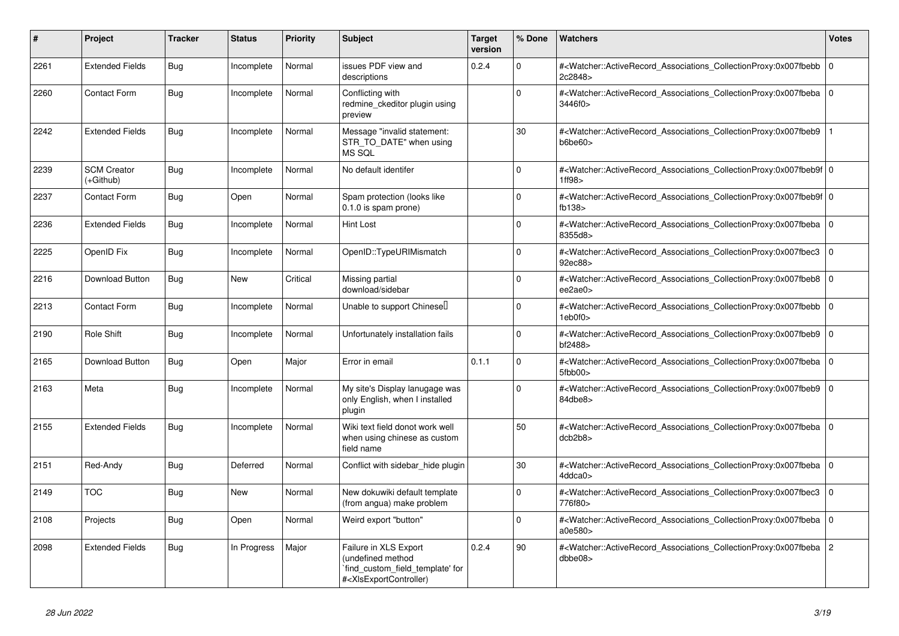| # | Project | Tracker | Status | Priority | Subject | Target version | % Done | Watchers | Votes |
|---|---|---|---|---|---|---|---|---|---|
| 2261 | Extended Fields | Bug | Incomplete | Normal | issues PDF view and descriptions | 0.2.4 | 0 | #<Watcher::ActiveRecord_Associations_CollectionProxy:0x007fbebb2c2848> | 0 |
| 2260 | Contact Form | Bug | Incomplete | Normal | Conflicting with redmine_ckeditor plugin using preview | | 0 | #<Watcher::ActiveRecord_Associations_CollectionProxy:0x007fbeba3446f0> | 0 |
| 2242 | Extended Fields | Bug | Incomplete | Normal | Message "invalid statement: STR_TO_DATE" when using MS SQL | | 30 | #<Watcher::ActiveRecord_Associations_CollectionProxy:0x007fbeb9b6be60> | 1 |
| 2239 | SCM Creator (+Github) | Bug | Incomplete | Normal | No default identifer | | 0 | #<Watcher::ActiveRecord_Associations_CollectionProxy:0x007fbeb9f1ff98> | 0 |
| 2237 | Contact Form | Bug | Open | Normal | Spam protection (looks like 0.1.0 is spam prone) | | 0 | #<Watcher::ActiveRecord_Associations_CollectionProxy:0x007fbeb9ffb138> | 0 |
| 2236 | Extended Fields | Bug | Incomplete | Normal | Hint Lost | | 0 | #<Watcher::ActiveRecord_Associations_CollectionProxy:0x007fbeba8355d8> | 0 |
| 2225 | OpenID Fix | Bug | Incomplete | Normal | OpenID::TypeURIMismatch | | 0 | #<Watcher::ActiveRecord_Associations_CollectionProxy:0x007fbec392ec88> | 0 |
| 2216 | Download Button | Bug | New | Critical | Missing partial download/sidebar | | 0 | #<Watcher::ActiveRecord_Associations_CollectionProxy:0x007fbeb8ee2ae0> | 0 |
| 2213 | Contact Form | Bug | Incomplete | Normal | Unable to support Chinese | | 0 | #<Watcher::ActiveRecord_Associations_CollectionProxy:0x007fbebb1eb0f0> | 0 |
| 2190 | Role Shift | Bug | Incomplete | Normal | Unfortunately installation fails | | 0 | #<Watcher::ActiveRecord_Associations_CollectionProxy:0x007fbeb9bf2488> | 0 |
| 2165 | Download Button | Bug | Open | Major | Error in email | 0.1.1 | 0 | #<Watcher::ActiveRecord_Associations_CollectionProxy:0x007fbeba5fbb00> | 0 |
| 2163 | Meta | Bug | Incomplete | Normal | My site's Display lanugage was only English, when I installed plugin | | 0 | #<Watcher::ActiveRecord_Associations_CollectionProxy:0x007fbeb984dbe8> | 0 |
| 2155 | Extended Fields | Bug | Incomplete | Normal | Wiki text field donot work well when using chinese as custom field name | | 50 | #<Watcher::ActiveRecord_Associations_CollectionProxy:0x007fbebadcb2b8> | 0 |
| 2151 | Red-Andy | Bug | Deferred | Normal | Conflict with sidebar_hide plugin | | 30 | #<Watcher::ActiveRecord_Associations_CollectionProxy:0x007fbeba4ddca0> | 0 |
| 2149 | TOC | Bug | New | Normal | New dokuwiki default template (from angua) make problem | | 0 | #<Watcher::ActiveRecord_Associations_CollectionProxy:0x007fbec3776f80> | 0 |
| 2108 | Projects | Bug | Open | Normal | Weird export "button" | | 0 | #<Watcher::ActiveRecord_Associations_CollectionProxy:0x007fbebaa0e580> | 0 |
| 2098 | Extended Fields | Bug | In Progress | Major | Failure in XLS Export (undefined method `find_custom_field_template' for #<XlsExportController) | 0.2.4 | 90 | #<Watcher::ActiveRecord_Associations_CollectionProxy:0x007fbebadbbe08> | 2 |

*28 Jun 2022*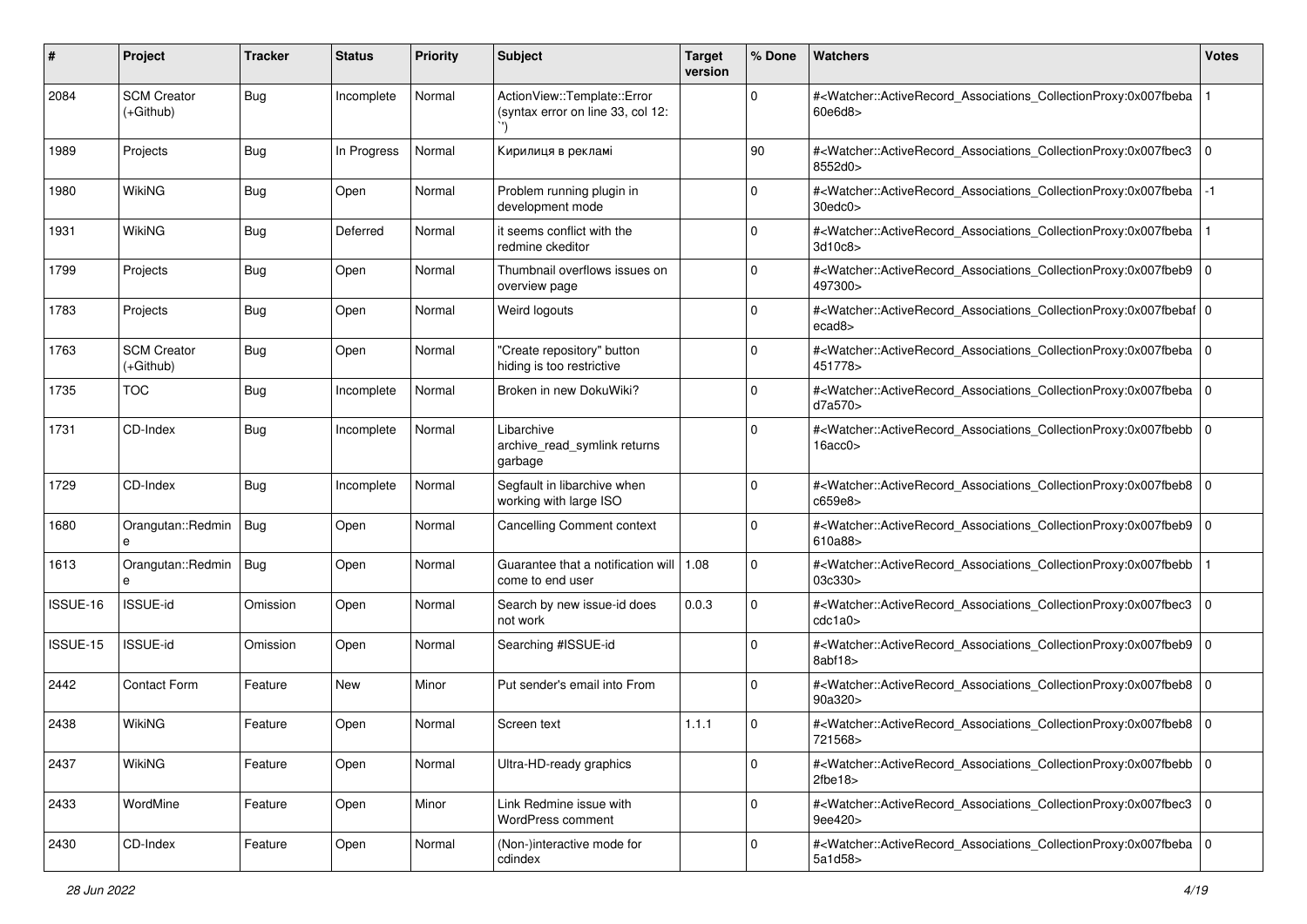| # | Project | Tracker | Status | Priority | Subject | Target version | % Done | Watchers | Votes |
|---|---|---|---|---|---|---|---|---|---|
| 2084 | SCM Creator (+Github) | Bug | Incomplete | Normal | ActionView::Template::Error (syntax error on line 33, col 12: ``) | | 0 | #<Watcher::ActiveRecord_Associations_CollectionProxy:0x007fbeba60e6d8> | 1 |
| 1989 | Projects | Bug | In Progress | Normal | Кирилиця в рекламі | | 90 | #<Watcher::ActiveRecord_Associations_CollectionProxy:0x007fbec38552d0> | 0 |
| 1980 | WikiNG | Bug | Open | Normal | Problem running plugin in development mode | | 0 | #<Watcher::ActiveRecord_Associations_CollectionProxy:0x007fbeba30edc0> | -1 |
| 1931 | WikiNG | Bug | Deferred | Normal | it seems conflict with the redmine ckeditor | | 0 | #<Watcher::ActiveRecord_Associations_CollectionProxy:0x007fbeba3d10c8> | 1 |
| 1799 | Projects | Bug | Open | Normal | Thumbnail overflows issues on overview page | | 0 | #<Watcher::ActiveRecord_Associations_CollectionProxy:0x007fbeb9497300> | 0 |
| 1783 | Projects | Bug | Open | Normal | Weird logouts | | 0 | #<Watcher::ActiveRecord_Associations_CollectionProxy:0x007fbebafecad8> | 0 |
| 1763 | SCM Creator (+Github) | Bug | Open | Normal | "Create repository" button hiding is too restrictive | | 0 | #<Watcher::ActiveRecord_Associations_CollectionProxy:0x007fbeba451778> | 0 |
| 1735 | TOC | Bug | Incomplete | Normal | Broken in new DokuWiki? | | 0 | #<Watcher::ActiveRecord_Associations_CollectionProxy:0x007fbebad7a570> | 0 |
| 1731 | CD-Index | Bug | Incomplete | Normal | Libarchive archive_read_symlink returns garbage | | 0 | #<Watcher::ActiveRecord_Associations_CollectionProxy:0x007fbebb16acc0> | 0 |
| 1729 | CD-Index | Bug | Incomplete | Normal | Segfault in libarchive when working with large ISO | | 0 | #<Watcher::ActiveRecord_Associations_CollectionProxy:0x007fbeb8c659e8> | 0 |
| 1680 | Orangutan::Redmine | Bug | Open | Normal | Cancelling Comment context | | 0 | #<Watcher::ActiveRecord_Associations_CollectionProxy:0x007fbeb9610a88> | 0 |
| 1613 | Orangutan::Redmine | Bug | Open | Normal | Guarantee that a notification will come to end user | 1.08 | 0 | #<Watcher::ActiveRecord_Associations_CollectionProxy:0x007fbebb03c330> | 1 |
| ISSUE-16 | ISSUE-id | Omission | Open | Normal | Search by new issue-id does not work | 0.0.3 | 0 | #<Watcher::ActiveRecord_Associations_CollectionProxy:0x007fbec3cdc1a0> | 0 |
| ISSUE-15 | ISSUE-id | Omission | Open | Normal | Searching #ISSUE-id | | 0 | #<Watcher::ActiveRecord_Associations_CollectionProxy:0x007fbeb98abf18> | 0 |
| 2442 | Contact Form | Feature | New | Minor | Put sender's email into From | | 0 | #<Watcher::ActiveRecord_Associations_CollectionProxy:0x007fbeb890a320> | 0 |
| 2438 | WikiNG | Feature | Open | Normal | Screen text | 1.1.1 | 0 | #<Watcher::ActiveRecord_Associations_CollectionProxy:0x007fbeb8721568> | 0 |
| 2437 | WikiNG | Feature | Open | Normal | Ultra-HD-ready graphics | | 0 | #<Watcher::ActiveRecord_Associations_CollectionProxy:0x007fbebb2fbe18> | 0 |
| 2433 | WordMine | Feature | Open | Minor | Link Redmine issue with WordPress comment | | 0 | #<Watcher::ActiveRecord_Associations_CollectionProxy:0x007fbec39ee420> | 0 |
| 2430 | CD-Index | Feature | Open | Normal | (Non-)interactive mode for cdindex | | 0 | #<Watcher::ActiveRecord_Associations_CollectionProxy:0x007fbeba5a1d58> | 0 |

*28 Jun 2022*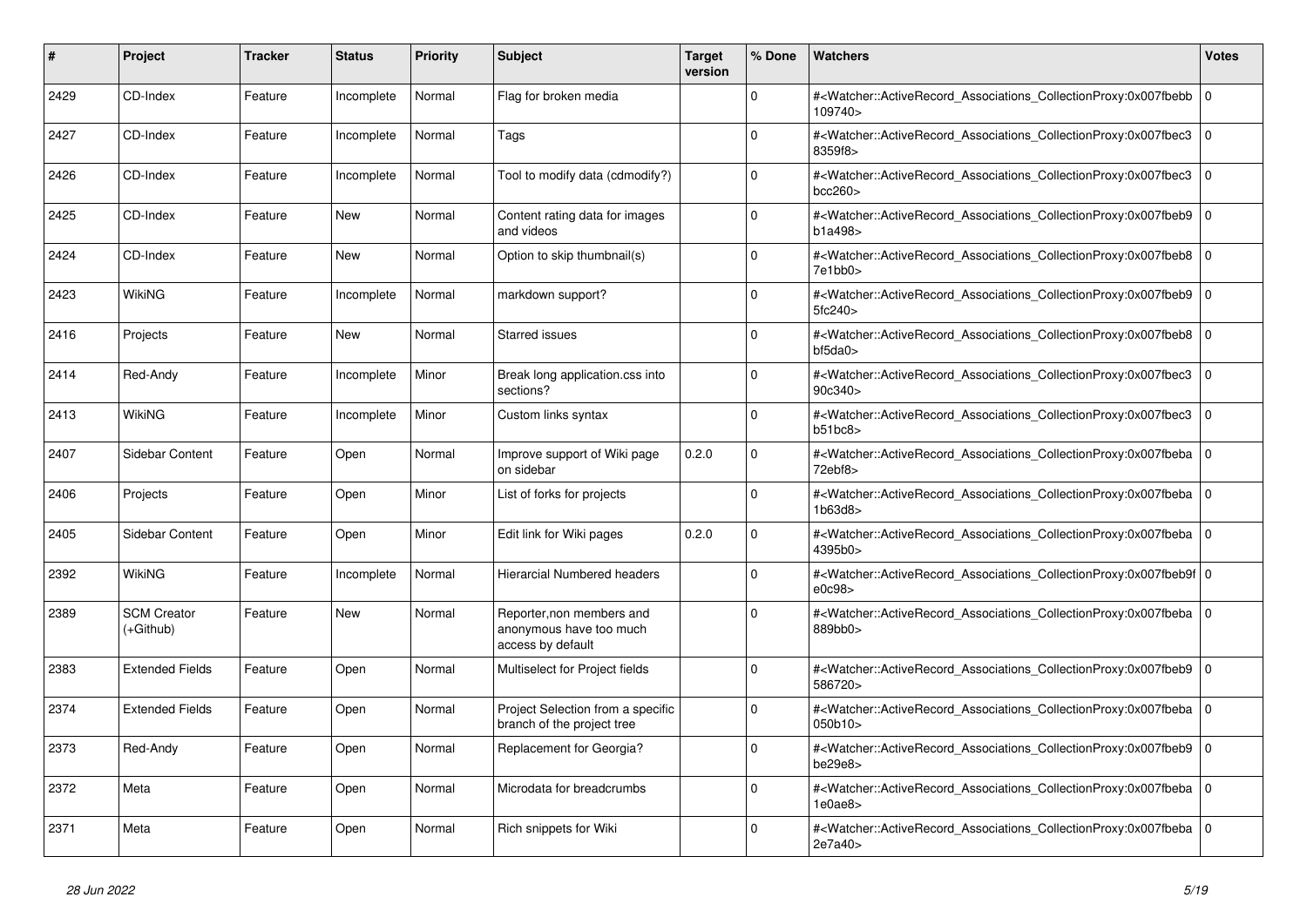| # | Project | Tracker | Status | Priority | Subject | Target version | % Done | Watchers | Votes |
|---|---|---|---|---|---|---|---|---|---|
| 2429 | CD-Index | Feature | Incomplete | Normal | Flag for broken media | | 0 | #<Watcher::ActiveRecord_Associations_CollectionProxy:0x007fbebb109740> | 0 |
| 2427 | CD-Index | Feature | Incomplete | Normal | Tags | | 0 | #<Watcher::ActiveRecord_Associations_CollectionProxy:0x007fbec38359f8> | 0 |
| 2426 | CD-Index | Feature | Incomplete | Normal | Tool to modify data (cdmodify?) | | 0 | #<Watcher::ActiveRecord_Associations_CollectionProxy:0x007fbec3bcc260> | 0 |
| 2425 | CD-Index | Feature | New | Normal | Content rating data for images and videos | | 0 | #<Watcher::ActiveRecord_Associations_CollectionProxy:0x007fbeb9b1a498> | 0 |
| 2424 | CD-Index | Feature | New | Normal | Option to skip thumbnail(s) | | 0 | #<Watcher::ActiveRecord_Associations_CollectionProxy:0x007fbeb87e1bb0> | 0 |
| 2423 | WikiNG | Feature | Incomplete | Normal | markdown support? | | 0 | #<Watcher::ActiveRecord_Associations_CollectionProxy:0x007fbeb95fc240> | 0 |
| 2416 | Projects | Feature | New | Normal | Starred issues | | 0 | #<Watcher::ActiveRecord_Associations_CollectionProxy:0x007fbeb8bf5da0> | 0 |
| 2414 | Red-Andy | Feature | Incomplete | Minor | Break long application.css into sections? | | 0 | #<Watcher::ActiveRecord_Associations_CollectionProxy:0x007fbec390c340> | 0 |
| 2413 | WikiNG | Feature | Incomplete | Minor | Custom links syntax | | 0 | #<Watcher::ActiveRecord_Associations_CollectionProxy:0x007fbec3b51bc8> | 0 |
| 2407 | Sidebar Content | Feature | Open | Normal | Improve support of Wiki page on sidebar | 0.2.0 | 0 | #<Watcher::ActiveRecord_Associations_CollectionProxy:0x007fbeba72ebf8> | 0 |
| 2406 | Projects | Feature | Open | Minor | List of forks for projects | | 0 | #<Watcher::ActiveRecord_Associations_CollectionProxy:0x007fbeba1b63d8> | 0 |
| 2405 | Sidebar Content | Feature | Open | Minor | Edit link for Wiki pages | 0.2.0 | 0 | #<Watcher::ActiveRecord_Associations_CollectionProxy:0x007fbeba4395b0> | 0 |
| 2392 | WikiNG | Feature | Incomplete | Normal | Hierarcial Numbered headers | | 0 | #<Watcher::ActiveRecord_Associations_CollectionProxy:0x007fbeb9fe0c98> | 0 |
| 2389 | SCM Creator (+Github) | Feature | New | Normal | Reporter,non members and anonymous have too much access by default | | 0 | #<Watcher::ActiveRecord_Associations_CollectionProxy:0x007fbeba889bb0> | 0 |
| 2383 | Extended Fields | Feature | Open | Normal | Multiselect for Project fields | | 0 | #<Watcher::ActiveRecord_Associations_CollectionProxy:0x007fbeb9586720> | 0 |
| 2374 | Extended Fields | Feature | Open | Normal | Project Selection from a specific branch of the project tree | | 0 | #<Watcher::ActiveRecord_Associations_CollectionProxy:0x007fbeba050b10> | 0 |
| 2373 | Red-Andy | Feature | Open | Normal | Replacement for Georgia? | | 0 | #<Watcher::ActiveRecord_Associations_CollectionProxy:0x007fbeb9be29e8> | 0 |
| 2372 | Meta | Feature | Open | Normal | Microdata for breadcrumbs | | 0 | #<Watcher::ActiveRecord_Associations_CollectionProxy:0x007fbeba1e0ae8> | 0 |
| 2371 | Meta | Feature | Open | Normal | Rich snippets for Wiki | | 0 | #<Watcher::ActiveRecord_Associations_CollectionProxy:0x007fbeba2e7a40> | 0 |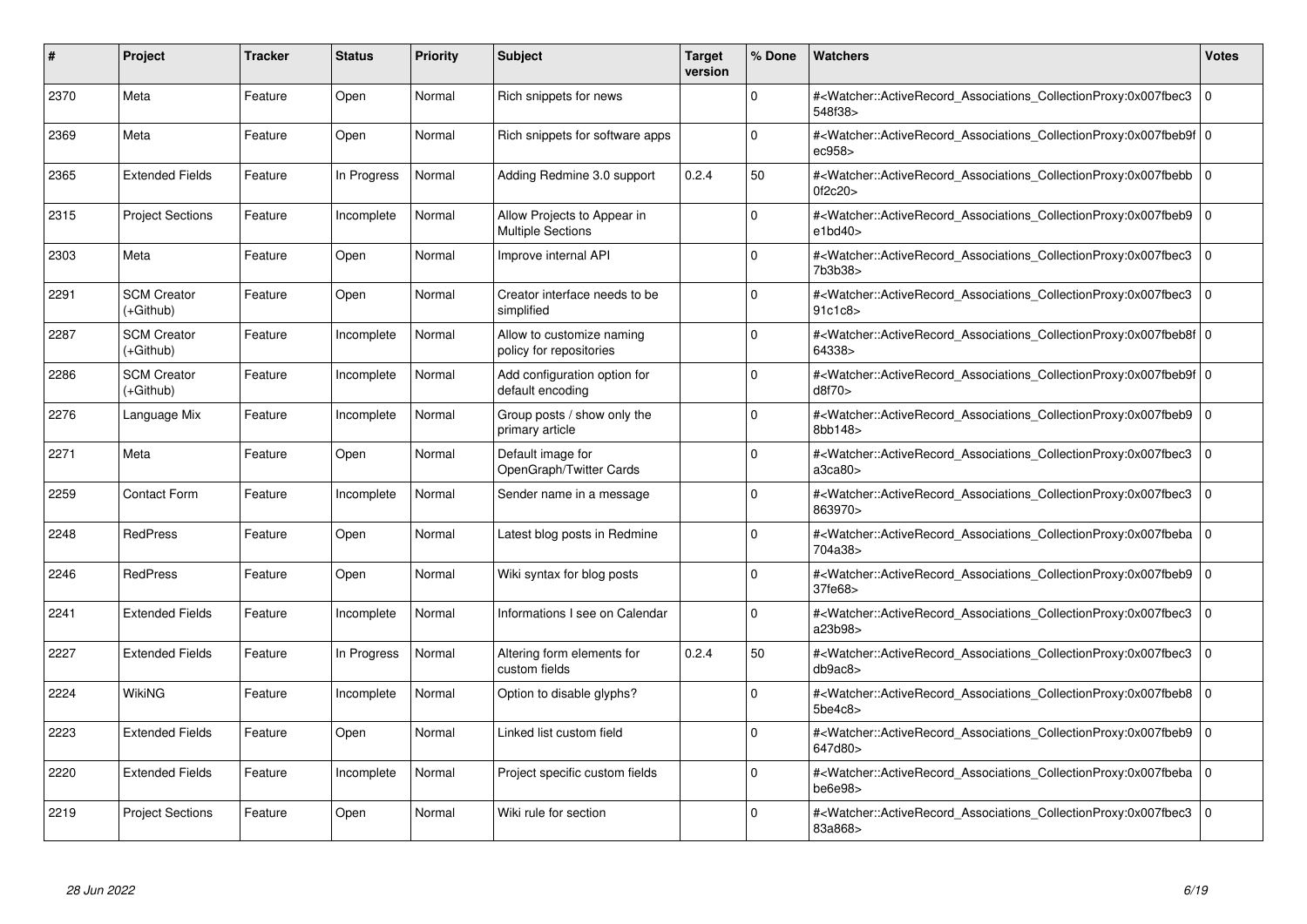| # | Project | Tracker | Status | Priority | Subject | Target version | % Done | Watchers | Votes |
|---|---|---|---|---|---|---|---|---|---|
| 2370 | Meta | Feature | Open | Normal | Rich snippets for news | | 0 | #<Watcher::ActiveRecord_Associations_CollectionProxy:0x007fbec3548f38> | 0 |
| 2369 | Meta | Feature | Open | Normal | Rich snippets for software apps | | 0 | #<Watcher::ActiveRecord_Associations_CollectionProxy:0x007fbeb9fec958> | 0 |
| 2365 | Extended Fields | Feature | In Progress | Normal | Adding Redmine 3.0 support | 0.2.4 | 50 | #<Watcher::ActiveRecord_Associations_CollectionProxy:0x007fbebb0f2c20> | 0 |
| 2315 | Project Sections | Feature | Incomplete | Normal | Allow Projects to Appear in Multiple Sections | | 0 | #<Watcher::ActiveRecord_Associations_CollectionProxy:0x007fbeb9e1bd40> | 0 |
| 2303 | Meta | Feature | Open | Normal | Improve internal API | | 0 | #<Watcher::ActiveRecord_Associations_CollectionProxy:0x007fbec37b3b38> | 0 |
| 2291 | SCM Creator (+Github) | Feature | Open | Normal | Creator interface needs to be simplified | | 0 | #<Watcher::ActiveRecord_Associations_CollectionProxy:0x007fbec391c1c8> | 0 |
| 2287 | SCM Creator (+Github) | Feature | Incomplete | Normal | Allow to customize naming policy for repositories | | 0 | #<Watcher::ActiveRecord_Associations_CollectionProxy:0x007fbeb8f64338> | 0 |
| 2286 | SCM Creator (+Github) | Feature | Incomplete | Normal | Add configuration option for default encoding | | 0 | #<Watcher::ActiveRecord_Associations_CollectionProxy:0x007fbeb9fd8f70> | 0 |
| 2276 | Language Mix | Feature | Incomplete | Normal | Group posts / show only the primary article | | 0 | #<Watcher::ActiveRecord_Associations_CollectionProxy:0x007fbeb98bb148> | 0 |
| 2271 | Meta | Feature | Open | Normal | Default image for OpenGraph/Twitter Cards | | 0 | #<Watcher::ActiveRecord_Associations_CollectionProxy:0x007fbec3a3ca80> | 0 |
| 2259 | Contact Form | Feature | Incomplete | Normal | Sender name in a message | | 0 | #<Watcher::ActiveRecord_Associations_CollectionProxy:0x007fbec3863970> | 0 |
| 2248 | RedPress | Feature | Open | Normal | Latest blog posts in Redmine | | 0 | #<Watcher::ActiveRecord_Associations_CollectionProxy:0x007fbeba704a38> | 0 |
| 2246 | RedPress | Feature | Open | Normal | Wiki syntax for blog posts | | 0 | #<Watcher::ActiveRecord_Associations_CollectionProxy:0x007fbeb937fe68> | 0 |
| 2241 | Extended Fields | Feature | Incomplete | Normal | Informations I see on Calendar | | 0 | #<Watcher::ActiveRecord_Associations_CollectionProxy:0x007fbec3a23b98> | 0 |
| 2227 | Extended Fields | Feature | In Progress | Normal | Altering form elements for custom fields | 0.2.4 | 50 | #<Watcher::ActiveRecord_Associations_CollectionProxy:0x007fbec3db9ac8> | 0 |
| 2224 | WikiNG | Feature | Incomplete | Normal | Option to disable glyphs? | | 0 | #<Watcher::ActiveRecord_Associations_CollectionProxy:0x007fbeb85be4c8> | 0 |
| 2223 | Extended Fields | Feature | Open | Normal | Linked list custom field | | 0 | #<Watcher::ActiveRecord_Associations_CollectionProxy:0x007fbeb9647d80> | 0 |
| 2220 | Extended Fields | Feature | Incomplete | Normal | Project specific custom fields | | 0 | #<Watcher::ActiveRecord_Associations_CollectionProxy:0x007fbebabe6e98> | 0 |
| 2219 | Project Sections | Feature | Open | Normal | Wiki rule for section | | 0 | #<Watcher::ActiveRecord_Associations_CollectionProxy:0x007fbec383a868> | 0 |

*28 Jun 2022*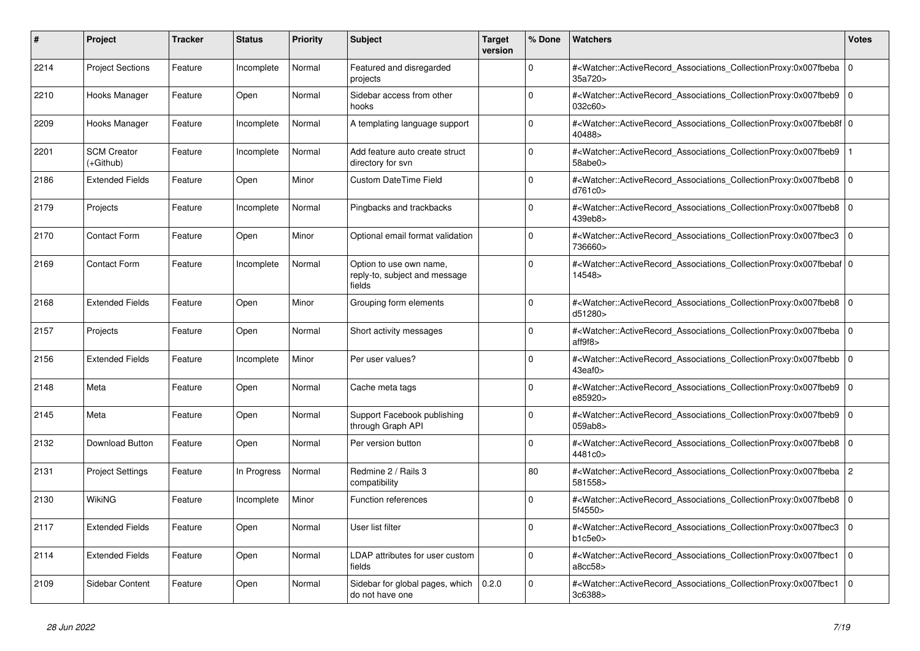| # | Project | Tracker | Status | Priority | Subject | Target version | % Done | Watchers | Votes |
|---|---|---|---|---|---|---|---|---|---|
| 2214 | Project Sections | Feature | Incomplete | Normal | Featured and disregarded projects | | 0 | #<Watcher::ActiveRecord_Associations_CollectionProxy:0x007fbeba35a720> | 0 |
| 2210 | Hooks Manager | Feature | Open | Normal | Sidebar access from other hooks | | 0 | #<Watcher::ActiveRecord_Associations_CollectionProxy:0x007fbeb9032c60> | 0 |
| 2209 | Hooks Manager | Feature | Incomplete | Normal | A templating language support | | 0 | #<Watcher::ActiveRecord_Associations_CollectionProxy:0x007fbeb8f40488> | 0 |
| 2201 | SCM Creator (+Github) | Feature | Incomplete | Normal | Add feature auto create struct directory for svn | | 0 | #<Watcher::ActiveRecord_Associations_CollectionProxy:0x007fbeb958abe0> | 1 |
| 2186 | Extended Fields | Feature | Open | Minor | Custom DateTime Field | | 0 | #<Watcher::ActiveRecord_Associations_CollectionProxy:0x007fbeb8d761c0> | 0 |
| 2179 | Projects | Feature | Incomplete | Normal | Pingbacks and trackbacks | | 0 | #<Watcher::ActiveRecord_Associations_CollectionProxy:0x007fbeb8439eb8> | 0 |
| 2170 | Contact Form | Feature | Open | Minor | Optional email format validation | | 0 | #<Watcher::ActiveRecord_Associations_CollectionProxy:0x007fbec3736660> | 0 |
| 2169 | Contact Form | Feature | Incomplete | Normal | Option to use own name, reply-to, subject and message fields | | 0 | #<Watcher::ActiveRecord_Associations_CollectionProxy:0x007fbebaf14548> | 0 |
| 2168 | Extended Fields | Feature | Open | Minor | Grouping form elements | | 0 | #<Watcher::ActiveRecord_Associations_CollectionProxy:0x007fbeb8d51280> | 0 |
| 2157 | Projects | Feature | Open | Normal | Short activity messages | | 0 | #<Watcher::ActiveRecord_Associations_CollectionProxy:0x007fbebaaff9f8> | 0 |
| 2156 | Extended Fields | Feature | Incomplete | Minor | Per user values? | | 0 | #<Watcher::ActiveRecord_Associations_CollectionProxy:0x007fbebb43eaf0> | 0 |
| 2148 | Meta | Feature | Open | Normal | Cache meta tags | | 0 | #<Watcher::ActiveRecord_Associations_CollectionProxy:0x007fbeb9e85920> | 0 |
| 2145 | Meta | Feature | Open | Normal | Support Facebook publishing through Graph API | | 0 | #<Watcher::ActiveRecord_Associations_CollectionProxy:0x007fbeb9059ab8> | 0 |
| 2132 | Download Button | Feature | Open | Normal | Per version button | | 0 | #<Watcher::ActiveRecord_Associations_CollectionProxy:0x007fbeb84481c0> | 0 |
| 2131 | Project Settings | Feature | In Progress | Normal | Redmine 2 / Rails 3 compatibility | | 80 | #<Watcher::ActiveRecord_Associations_CollectionProxy:0x007fbeba581558> | 2 |
| 2130 | WikiNG | Feature | Incomplete | Minor | Function references | | 0 | #<Watcher::ActiveRecord_Associations_CollectionProxy:0x007fbeb85f4550> | 0 |
| 2117 | Extended Fields | Feature | Open | Normal | User list filter | | 0 | #<Watcher::ActiveRecord_Associations_CollectionProxy:0x007fbec3b1c5e0> | 0 |
| 2114 | Extended Fields | Feature | Open | Normal | LDAP attributes for user custom fields | | 0 | #<Watcher::ActiveRecord_Associations_CollectionProxy:0x007fbec1a8cc58> | 0 |
| 2109 | Sidebar Content | Feature | Open | Normal | Sidebar for global pages, which do not have one | 0.2.0 | 0 | #<Watcher::ActiveRecord_Associations_CollectionProxy:0x007fbec13c6388> | 0 |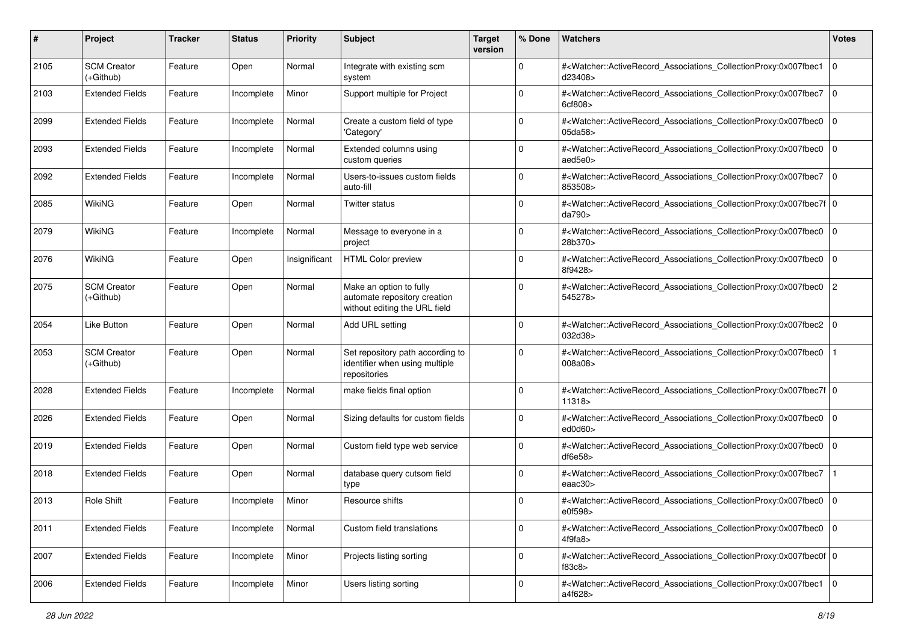| # | Project | Tracker | Status | Priority | Subject | Target version | % Done | Watchers | Votes |
|---|---|---|---|---|---|---|---|---|---|
| 2105 | SCM Creator (+Github) | Feature | Open | Normal | Integrate with existing scm system | | 0 | #<Watcher::ActiveRecord_Associations_CollectionProxy:0x007fbec1d23408> | 0 |
| 2103 | Extended Fields | Feature | Incomplete | Minor | Support multiple for Project | | 0 | #<Watcher::ActiveRecord_Associations_CollectionProxy:0x007fbec76cf808> | 0 |
| 2099 | Extended Fields | Feature | Incomplete | Normal | Create a custom field of type 'Category' | | 0 | #<Watcher::ActiveRecord_Associations_CollectionProxy:0x007fbec005da58> | 0 |
| 2093 | Extended Fields | Feature | Incomplete | Normal | Extended columns using custom queries | | 0 | #<Watcher::ActiveRecord_Associations_CollectionProxy:0x007fbec0aed5e0> | 0 |
| 2092 | Extended Fields | Feature | Incomplete | Normal | Users-to-issues custom fields auto-fill | | 0 | #<Watcher::ActiveRecord_Associations_CollectionProxy:0x007fbec7853508> | 0 |
| 2085 | WikiNG | Feature | Open | Normal | Twitter status | | 0 | #<Watcher::ActiveRecord_Associations_CollectionProxy:0x007fbec7fda790> | 0 |
| 2079 | WikiNG | Feature | Incomplete | Normal | Message to everyone in a project | | 0 | #<Watcher::ActiveRecord_Associations_CollectionProxy:0x007fbec028b370> | 0 |
| 2076 | WikiNG | Feature | Open | Insignificant | HTML Color preview | | 0 | #<Watcher::ActiveRecord_Associations_CollectionProxy:0x007fbec08f9428> | 0 |
| 2075 | SCM Creator (+Github) | Feature | Open | Normal | Make an option to fully automate repository creation without editing the URL field | | 0 | #<Watcher::ActiveRecord_Associations_CollectionProxy:0x007fbec0545278> | 2 |
| 2054 | Like Button | Feature | Open | Normal | Add URL setting | | 0 | #<Watcher::ActiveRecord_Associations_CollectionProxy:0x007fbec2032d38> | 0 |
| 2053 | SCM Creator (+Github) | Feature | Open | Normal | Set repository path according to identifier when using multiple repositories | | 0 | #<Watcher::ActiveRecord_Associations_CollectionProxy:0x007fbec0008a08> | 1 |
| 2028 | Extended Fields | Feature | Incomplete | Normal | make fields final option | | 0 | #<Watcher::ActiveRecord_Associations_CollectionProxy:0x007fbec7f11318> | 0 |
| 2026 | Extended Fields | Feature | Open | Normal | Sizing defaults for custom fields | | 0 | #<Watcher::ActiveRecord_Associations_CollectionProxy:0x007fbec0ed0d60> | 0 |
| 2019 | Extended Fields | Feature | Open | Normal | Custom field type web service | | 0 | #<Watcher::ActiveRecord_Associations_CollectionProxy:0x007fbec0df6e58> | 0 |
| 2018 | Extended Fields | Feature | Open | Normal | database query cutsom field type | | 0 | #<Watcher::ActiveRecord_Associations_CollectionProxy:0x007fbec7eaac30> | 1 |
| 2013 | Role Shift | Feature | Incomplete | Minor | Resource shifts | | 0 | #<Watcher::ActiveRecord_Associations_CollectionProxy:0x007fbec0e0f598> | 0 |
| 2011 | Extended Fields | Feature | Incomplete | Normal | Custom field translations | | 0 | #<Watcher::ActiveRecord_Associations_CollectionProxy:0x007fbec04f9fa8> | 0 |
| 2007 | Extended Fields | Feature | Incomplete | Minor | Projects listing sorting | | 0 | #<Watcher::ActiveRecord_Associations_CollectionProxy:0x007fbec0ff83c8> | 0 |
| 2006 | Extended Fields | Feature | Incomplete | Minor | Users listing sorting | | 0 | #<Watcher::ActiveRecord_Associations_CollectionProxy:0x007fbec1a4f628> | 0 |

*28 Jun 2022*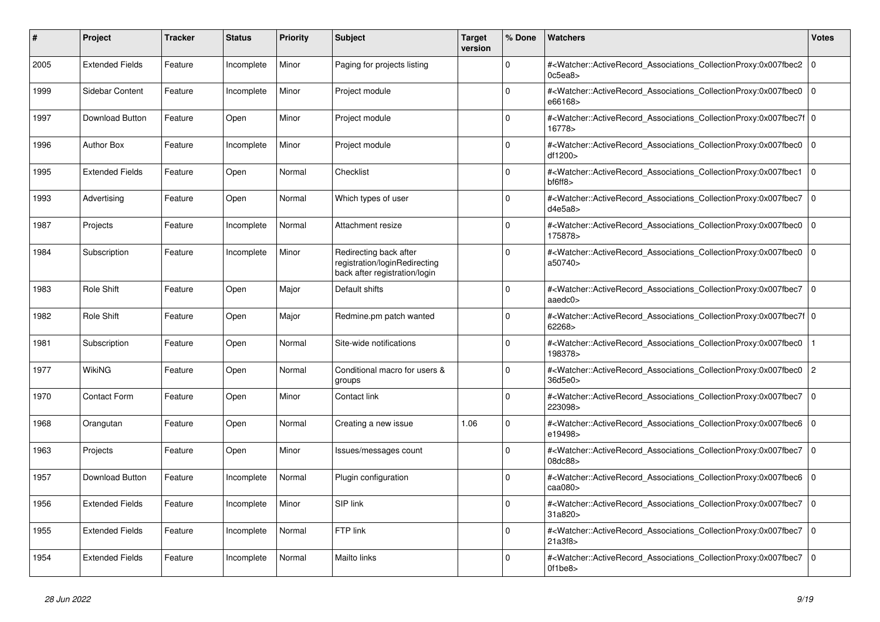| # | Project | Tracker | Status | Priority | Subject | Target version | % Done | Watchers | Votes |
|---|---|---|---|---|---|---|---|---|---|
| 2005 | Extended Fields | Feature | Incomplete | Minor | Paging for projects listing | | 0 | #<Watcher::ActiveRecord_Associations_CollectionProxy:0x007fbec20c5ea8> | 0 |
| 1999 | Sidebar Content | Feature | Incomplete | Minor | Project module | | 0 | #<Watcher::ActiveRecord_Associations_CollectionProxy:0x007fbec0e66168> | 0 |
| 1997 | Download Button | Feature | Open | Minor | Project module | | 0 | #<Watcher::ActiveRecord_Associations_CollectionProxy:0x007fbec7f16778> | 0 |
| 1996 | Author Box | Feature | Incomplete | Minor | Project module | | 0 | #<Watcher::ActiveRecord_Associations_CollectionProxy:0x007fbec0df1200> | 0 |
| 1995 | Extended Fields | Feature | Open | Normal | Checklist | | 0 | #<Watcher::ActiveRecord_Associations_CollectionProxy:0x007fbec1bf6ff8> | 0 |
| 1993 | Advertising | Feature | Open | Normal | Which types of user | | 0 | #<Watcher::ActiveRecord_Associations_CollectionProxy:0x007fbec7d4e5a8> | 0 |
| 1987 | Projects | Feature | Incomplete | Normal | Attachment resize | | 0 | #<Watcher::ActiveRecord_Associations_CollectionProxy:0x007fbec0175878> | 0 |
| 1984 | Subscription | Feature | Incomplete | Minor | Redirecting back after registration/loginRedirecting back after registration/login | | 0 | #<Watcher::ActiveRecord_Associations_CollectionProxy:0x007fbec0a50740> | 0 |
| 1983 | Role Shift | Feature | Open | Major | Default shifts | | 0 | #<Watcher::ActiveRecord_Associations_CollectionProxy:0x007fbec7aaedc0> | 0 |
| 1982 | Role Shift | Feature | Open | Major | Redmine.pm patch wanted | | 0 | #<Watcher::ActiveRecord_Associations_CollectionProxy:0x007fbec7f62268> | 0 |
| 1981 | Subscription | Feature | Open | Normal | Site-wide notifications | | 0 | #<Watcher::ActiveRecord_Associations_CollectionProxy:0x007fbec0198378> | 1 |
| 1977 | WikiNG | Feature | Open | Normal | Conditional macro for users & groups | | 0 | #<Watcher::ActiveRecord_Associations_CollectionProxy:0x007fbec036d5e0> | 2 |
| 1970 | Contact Form | Feature | Open | Minor | Contact link | | 0 | #<Watcher::ActiveRecord_Associations_CollectionProxy:0x007fbec7223098> | 0 |
| 1968 | Orangutan | Feature | Open | Normal | Creating a new issue | 1.06 | 0 | #<Watcher::ActiveRecord_Associations_CollectionProxy:0x007fbec6e19498> | 0 |
| 1963 | Projects | Feature | Open | Minor | Issues/messages count | | 0 | #<Watcher::ActiveRecord_Associations_CollectionProxy:0x007fbec708dc88> | 0 |
| 1957 | Download Button | Feature | Incomplete | Normal | Plugin configuration | | 0 | #<Watcher::ActiveRecord_Associations_CollectionProxy:0x007fbec6caa080> | 0 |
| 1956 | Extended Fields | Feature | Incomplete | Minor | SIP link | | 0 | #<Watcher::ActiveRecord_Associations_CollectionProxy:0x007fbec731a820> | 0 |
| 1955 | Extended Fields | Feature | Incomplete | Normal | FTP link | | 0 | #<Watcher::ActiveRecord_Associations_CollectionProxy:0x007fbec721a3f8> | 0 |
| 1954 | Extended Fields | Feature | Incomplete | Normal | Mailto links | | 0 | #<Watcher::ActiveRecord_Associations_CollectionProxy:0x007fbec70f1be8> | 0 |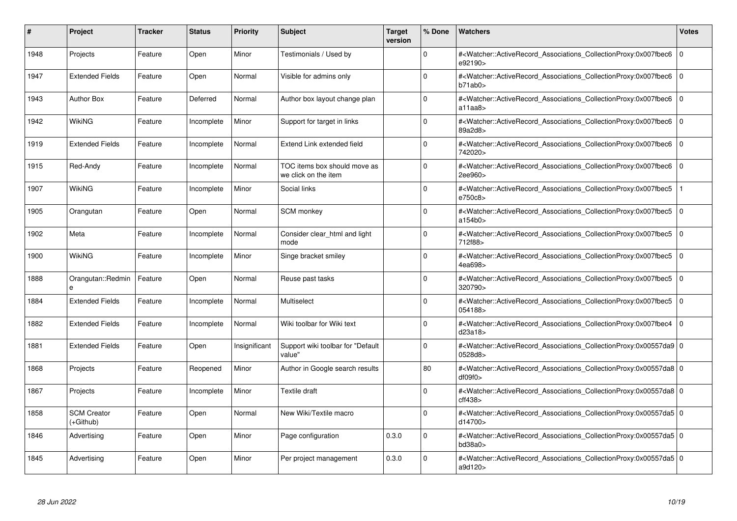| # | Project | Tracker | Status | Priority | Subject | Target version | % Done | Watchers | Votes |
|---|---|---|---|---|---|---|---|---|---|
| 1948 | Projects | Feature | Open | Minor | Testimonials / Used by | | 0 | #<Watcher::ActiveRecord_Associations_CollectionProxy:0x007fbec6e92190> | 0 |
| 1947 | Extended Fields | Feature | Open | Normal | Visible for admins only | | 0 | #<Watcher::ActiveRecord_Associations_CollectionProxy:0x007fbec6b71ab0> | 0 |
| 1943 | Author Box | Feature | Deferred | Normal | Author box layout change plan | | 0 | #<Watcher::ActiveRecord_Associations_CollectionProxy:0x007fbec6a11aa8> | 0 |
| 1942 | WikiNG | Feature | Incomplete | Minor | Support for target in links | | 0 | #<Watcher::ActiveRecord_Associations_CollectionProxy:0x007fbec689a2d8> | 0 |
| 1919 | Extended Fields | Feature | Incomplete | Normal | Extend Link extended field | | 0 | #<Watcher::ActiveRecord_Associations_CollectionProxy:0x007fbec6742020> | 0 |
| 1915 | Red-Andy | Feature | Incomplete | Normal | TOC items box should move as we click on the item | | 0 | #<Watcher::ActiveRecord_Associations_CollectionProxy:0x007fbec62ee960> | 0 |
| 1907 | WikiNG | Feature | Incomplete | Minor | Social links | | 0 | #<Watcher::ActiveRecord_Associations_CollectionProxy:0x007fbec5e750c8> | 1 |
| 1905 | Orangutan | Feature | Open | Normal | SCM monkey | | 0 | #<Watcher::ActiveRecord_Associations_CollectionProxy:0x007fbec5a154b0> | 0 |
| 1902 | Meta | Feature | Incomplete | Normal | Consider clear_html and light mode | | 0 | #<Watcher::ActiveRecord_Associations_CollectionProxy:0x007fbec5712f88> | 0 |
| 1900 | WikiNG | Feature | Incomplete | Minor | Singe bracket smiley | | 0 | #<Watcher::ActiveRecord_Associations_CollectionProxy:0x007fbec54ea698> | 0 |
| 1888 | Orangutan::Redmine | Feature | Open | Normal | Reuse past tasks | | 0 | #<Watcher::ActiveRecord_Associations_CollectionProxy:0x007fbec5320790> | 0 |
| 1884 | Extended Fields | Feature | Incomplete | Normal | Multiselect | | 0 | #<Watcher::ActiveRecord_Associations_CollectionProxy:0x007fbec5054188> | 0 |
| 1882 | Extended Fields | Feature | Incomplete | Normal | Wiki toolbar for Wiki text | | 0 | #<Watcher::ActiveRecord_Associations_CollectionProxy:0x007fbec4d23a18> | 0 |
| 1881 | Extended Fields | Feature | Open | Insignificant | Support wiki toolbar for "Default value" | | 0 | #<Watcher::ActiveRecord_Associations_CollectionProxy:0x00557da90528d8> | 0 |
| 1868 | Projects | Feature | Reopened | Minor | Author in Google search results | | 80 | #<Watcher::ActiveRecord_Associations_CollectionProxy:0x00557da8df09f0> | 0 |
| 1867 | Projects | Feature | Incomplete | Minor | Textile draft | | 0 | #<Watcher::ActiveRecord_Associations_CollectionProxy:0x00557da8cff438> | 0 |
| 1858 | SCM Creator (+Github) | Feature | Open | Normal | New Wiki/Textile macro | | 0 | #<Watcher::ActiveRecord_Associations_CollectionProxy:0x00557da5d14700> | 0 |
| 1846 | Advertising | Feature | Open | Minor | Page configuration | 0.3.0 | 0 | #<Watcher::ActiveRecord_Associations_CollectionProxy:0x00557da5bd38a0> | 0 |
| 1845 | Advertising | Feature | Open | Minor | Per project management | 0.3.0 | 0 | #<Watcher::ActiveRecord_Associations_CollectionProxy:0x00557da5a9d120> | 0 |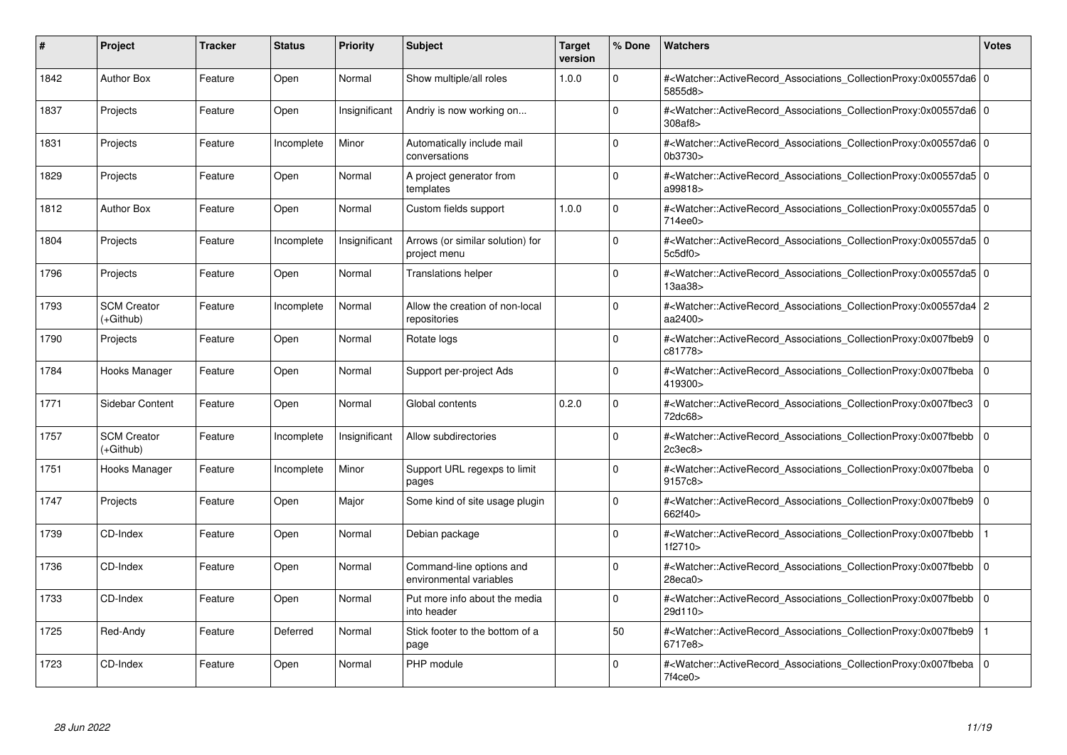| # | Project | Tracker | Status | Priority | Subject | Target version | % Done | Watchers | Votes |
|---|---|---|---|---|---|---|---|---|---|
| 1842 | Author Box | Feature | Open | Normal | Show multiple/all roles | 1.0.0 | 0 | #<Watcher::ActiveRecord_Associations_CollectionProxy:0x00557da65855d8> | 0 |
| 1837 | Projects | Feature | Open | Insignificant | Andriy is now working on... | | 0 | #<Watcher::ActiveRecord_Associations_CollectionProxy:0x00557da6308af8> | 0 |
| 1831 | Projects | Feature | Incomplete | Minor | Automatically include mail conversations | | 0 | #<Watcher::ActiveRecord_Associations_CollectionProxy:0x00557da60b3730> | 0 |
| 1829 | Projects | Feature | Open | Normal | A project generator from templates | | 0 | #<Watcher::ActiveRecord_Associations_CollectionProxy:0x00557da5a99818> | 0 |
| 1812 | Author Box | Feature | Open | Normal | Custom fields support | 1.0.0 | 0 | #<Watcher::ActiveRecord_Associations_CollectionProxy:0x00557da5714ee0> | 0 |
| 1804 | Projects | Feature | Incomplete | Insignificant | Arrows (or similar solution) for project menu | | 0 | #<Watcher::ActiveRecord_Associations_CollectionProxy:0x00557da55c5df0> | 0 |
| 1796 | Projects | Feature | Open | Normal | Translations helper | | 0 | #<Watcher::ActiveRecord_Associations_CollectionProxy:0x00557da513aa38> | 0 |
| 1793 | SCM Creator (+Github) | Feature | Incomplete | Normal | Allow the creation of non-local repositories | | 0 | #<Watcher::ActiveRecord_Associations_CollectionProxy:0x00557da4aa2400> | 2 |
| 1790 | Projects | Feature | Open | Normal | Rotate logs | | 0 | #<Watcher::ActiveRecord_Associations_CollectionProxy:0x007fbeb9c81778> | 0 |
| 1784 | Hooks Manager | Feature | Open | Normal | Support per-project Ads | | 0 | #<Watcher::ActiveRecord_Associations_CollectionProxy:0x007fbeba419300> | 0 |
| 1771 | Sidebar Content | Feature | Open | Normal | Global contents | 0.2.0 | 0 | #<Watcher::ActiveRecord_Associations_CollectionProxy:0x007fbec372dc68> | 0 |
| 1757 | SCM Creator (+Github) | Feature | Incomplete | Insignificant | Allow subdirectories | | 0 | #<Watcher::ActiveRecord_Associations_CollectionProxy:0x007fbebb2c3ec8> | 0 |
| 1751 | Hooks Manager | Feature | Incomplete | Minor | Support URL regexps to limit pages | | 0 | #<Watcher::ActiveRecord_Associations_CollectionProxy:0x007fbeba9157c8> | 0 |
| 1747 | Projects | Feature | Open | Major | Some kind of site usage plugin | | 0 | #<Watcher::ActiveRecord_Associations_CollectionProxy:0x007fbeb9662f40> | 0 |
| 1739 | CD-Index | Feature | Open | Normal | Debian package | | 0 | #<Watcher::ActiveRecord_Associations_CollectionProxy:0x007fbebb1f2710> | 1 |
| 1736 | CD-Index | Feature | Open | Normal | Command-line options and environmental variables | | 0 | #<Watcher::ActiveRecord_Associations_CollectionProxy:0x007fbebb28eca0> | 0 |
| 1733 | CD-Index | Feature | Open | Normal | Put more info about the media into header | | 0 | #<Watcher::ActiveRecord_Associations_CollectionProxy:0x007fbebb29d110> | 0 |
| 1725 | Red-Andy | Feature | Deferred | Normal | Stick footer to the bottom of a page | | 50 | #<Watcher::ActiveRecord_Associations_CollectionProxy:0x007fbeb96717e8> | 1 |
| 1723 | CD-Index | Feature | Open | Normal | PHP module | | 0 | #<Watcher::ActiveRecord_Associations_CollectionProxy:0x007fbeba7f4ce0> | 0 |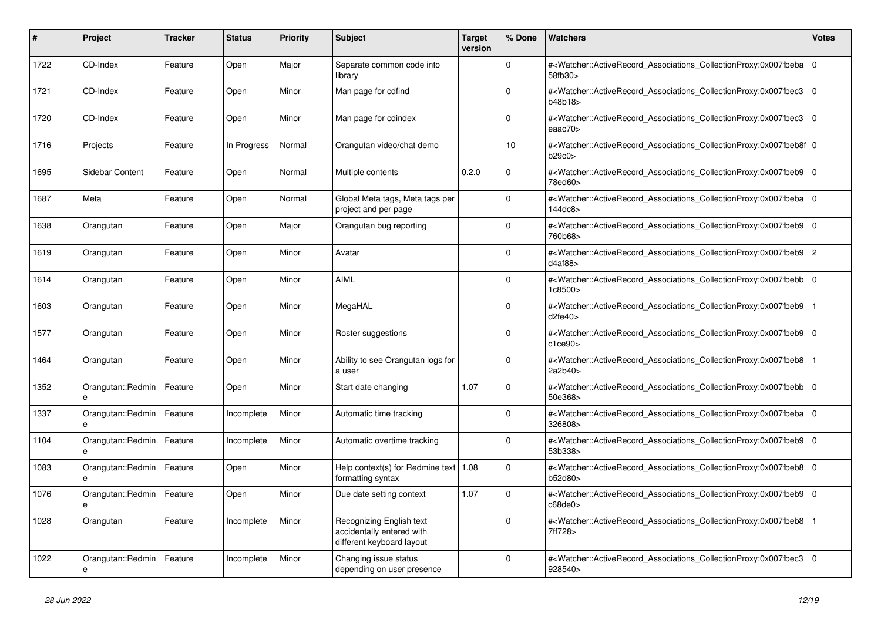| # | Project | Tracker | Status | Priority | Subject | Target version | % Done | Watchers | Votes |
|---|---|---|---|---|---|---|---|---|---|
| 1722 | CD-Index | Feature | Open | Major | Separate common code into library | | 0 | #<Watcher::ActiveRecord_Associations_CollectionProxy:0x007fbeba58fb30> | 0 |
| 1721 | CD-Index | Feature | Open | Minor | Man page for cdfind | | 0 | #<Watcher::ActiveRecord_Associations_CollectionProxy:0x007fbec3b48b18> | 0 |
| 1720 | CD-Index | Feature | Open | Minor | Man page for cdindex | | 0 | #<Watcher::ActiveRecord_Associations_CollectionProxy:0x007fbec3eaac70> | 0 |
| 1716 | Projects | Feature | In Progress | Normal | Orangutan video/chat demo | | 10 | #<Watcher::ActiveRecord_Associations_CollectionProxy:0x007fbeb8fb29c0> | 0 |
| 1695 | Sidebar Content | Feature | Open | Normal | Multiple contents | 0.2.0 | 0 | #<Watcher::ActiveRecord_Associations_CollectionProxy:0x007fbeb978ed60> | 0 |
| 1687 | Meta | Feature | Open | Normal | Global Meta tags, Meta tags per project and per page | | 0 | #<Watcher::ActiveRecord_Associations_CollectionProxy:0x007fbeba144dc8> | 0 |
| 1638 | Orangutan | Feature | Open | Major | Orangutan bug reporting | | 0 | #<Watcher::ActiveRecord_Associations_CollectionProxy:0x007fbeb9760b68> | 0 |
| 1619 | Orangutan | Feature | Open | Minor | Avatar | | 0 | #<Watcher::ActiveRecord_Associations_CollectionProxy:0x007fbeb9d4af88> | 2 |
| 1614 | Orangutan | Feature | Open | Minor | AIML | | 0 | #<Watcher::ActiveRecord_Associations_CollectionProxy:0x007fbebb1c8500> | 0 |
| 1603 | Orangutan | Feature | Open | Minor | MegaHAL | | 0 | #<Watcher::ActiveRecord_Associations_CollectionProxy:0x007fbeb9d2fe40> | 1 |
| 1577 | Orangutan | Feature | Open | Minor | Roster suggestions | | 0 | #<Watcher::ActiveRecord_Associations_CollectionProxy:0x007fbeb9c1ce90> | 0 |
| 1464 | Orangutan | Feature | Open | Minor | Ability to see Orangutan logs for a user | | 0 | #<Watcher::ActiveRecord_Associations_CollectionProxy:0x007fbeb82a2b40> | 1 |
| 1352 | Orangutan::Redmine | Feature | Open | Minor | Start date changing | 1.07 | 0 | #<Watcher::ActiveRecord_Associations_CollectionProxy:0x007fbebb50e368> | 0 |
| 1337 | Orangutan::Redmine | Feature | Incomplete | Minor | Automatic time tracking | | 0 | #<Watcher::ActiveRecord_Associations_CollectionProxy:0x007fbeba326808> | 0 |
| 1104 | Orangutan::Redmine | Feature | Incomplete | Minor | Automatic overtime tracking | | 0 | #<Watcher::ActiveRecord_Associations_CollectionProxy:0x007fbeb953b338> | 0 |
| 1083 | Orangutan::Redmine | Feature | Open | Minor | Help context(s) for Redmine text formatting syntax | 1.08 | 0 | #<Watcher::ActiveRecord_Associations_CollectionProxy:0x007fbeb8b52d80> | 0 |
| 1076 | Orangutan::Redmine | Feature | Open | Minor | Due date setting context | 1.07 | 0 | #<Watcher::ActiveRecord_Associations_CollectionProxy:0x007fbeb9c68de0> | 0 |
| 1028 | Orangutan | Feature | Incomplete | Minor | Recognizing English text accidentally entered with different keyboard layout | | 0 | #<Watcher::ActiveRecord_Associations_CollectionProxy:0x007fbeb87ff728> | 1 |
| 1022 | Orangutan::Redmine | Feature | Incomplete | Minor | Changing issue status depending on user presence | | 0 | #<Watcher::ActiveRecord_Associations_CollectionProxy:0x007fbec3928540> | 0 |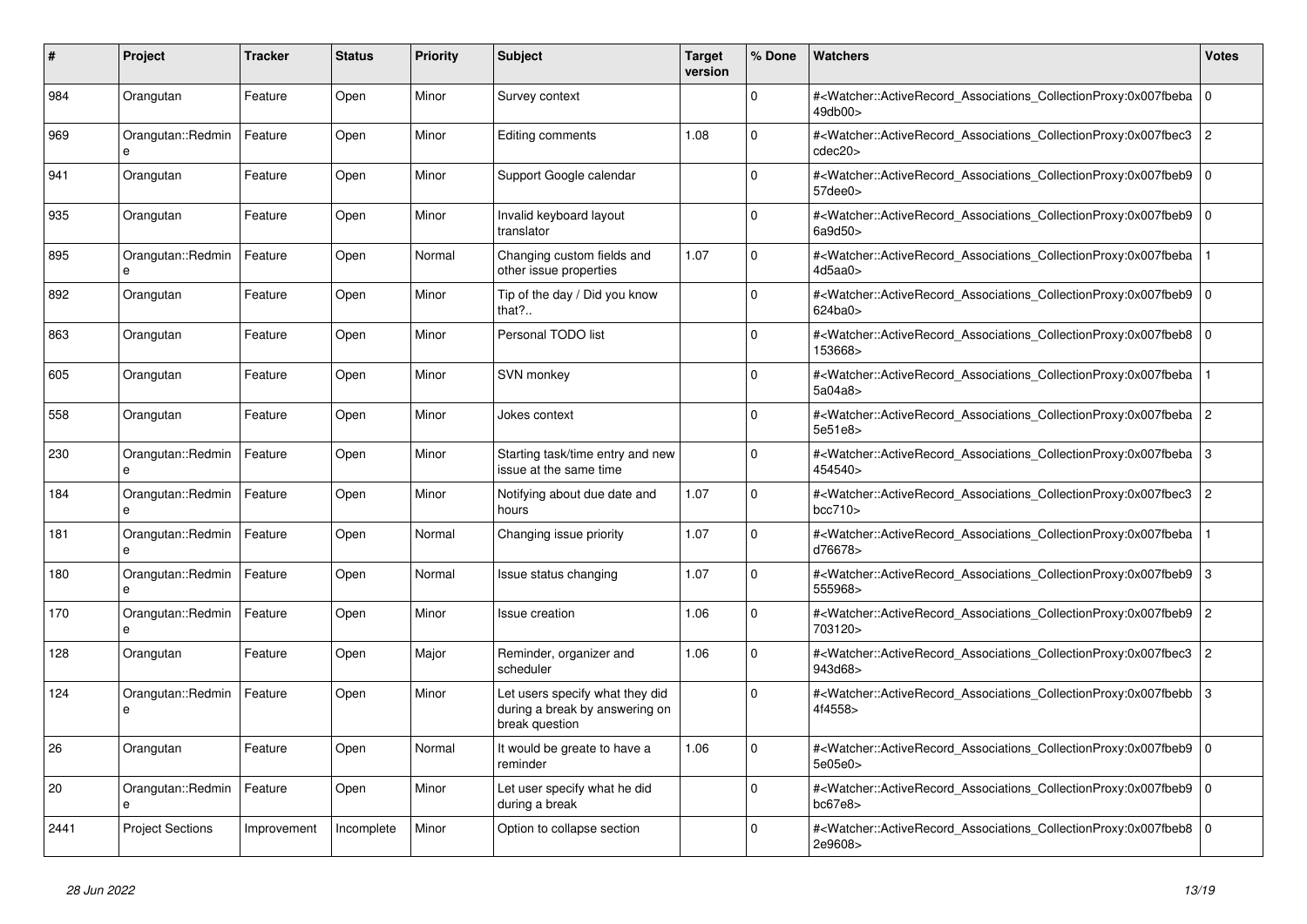| # | Project | Tracker | Status | Priority | Subject | Target version | % Done | Watchers | Votes |
|---|---|---|---|---|---|---|---|---|---|
| 984 | Orangutan | Feature | Open | Minor | Survey context | | 0 | #<Watcher::ActiveRecord_Associations_CollectionProxy:0x007fbeba49db00> | 0 |
| 969 | Orangutan::Redmine | Feature | Open | Minor | Editing comments | 1.08 | 0 | #<Watcher::ActiveRecord_Associations_CollectionProxy:0x007fbec3cdec20> | 2 |
| 941 | Orangutan | Feature | Open | Minor | Support Google calendar | | 0 | #<Watcher::ActiveRecord_Associations_CollectionProxy:0x007fbeb957dee0> | 0 |
| 935 | Orangutan | Feature | Open | Minor | Invalid keyboard layout translator | | 0 | #<Watcher::ActiveRecord_Associations_CollectionProxy:0x007fbeb96a9d50> | 0 |
| 895 | Orangutan::Redmine | Feature | Open | Normal | Changing custom fields and other issue properties | 1.07 | 0 | #<Watcher::ActiveRecord_Associations_CollectionProxy:0x007fbeba4d5aa0> | 1 |
| 892 | Orangutan | Feature | Open | Minor | Tip of the day / Did you know that?.. | | 0 | #<Watcher::ActiveRecord_Associations_CollectionProxy:0x007fbeb9624ba0> | 0 |
| 863 | Orangutan | Feature | Open | Minor | Personal TODO list | | 0 | #<Watcher::ActiveRecord_Associations_CollectionProxy:0x007fbeb8153668> | 0 |
| 605 | Orangutan | Feature | Open | Minor | SVN monkey | | 0 | #<Watcher::ActiveRecord_Associations_CollectionProxy:0x007fbeba5a04a8> | 1 |
| 558 | Orangutan | Feature | Open | Minor | Jokes context | | 0 | #<Watcher::ActiveRecord_Associations_CollectionProxy:0x007fbeba5e51e8> | 2 |
| 230 | Orangutan::Redmine | Feature | Open | Minor | Starting task/time entry and new issue at the same time | | 0 | #<Watcher::ActiveRecord_Associations_CollectionProxy:0x007fbeba454540> | 3 |
| 184 | Orangutan::Redmine | Feature | Open | Minor | Notifying about due date and hours | 1.07 | 0 | #<Watcher::ActiveRecord_Associations_CollectionProxy:0x007fbec3bcc710> | 2 |
| 181 | Orangutan::Redmine | Feature | Open | Normal | Changing issue priority | 1.07 | 0 | #<Watcher::ActiveRecord_Associations_CollectionProxy:0x007fbebad76678> | 1 |
| 180 | Orangutan::Redmine | Feature | Open | Normal | Issue status changing | 1.07 | 0 | #<Watcher::ActiveRecord_Associations_CollectionProxy:0x007fbeb9555968> | 3 |
| 170 | Orangutan::Redmine | Feature | Open | Minor | Issue creation | 1.06 | 0 | #<Watcher::ActiveRecord_Associations_CollectionProxy:0x007fbeb9703120> | 2 |
| 128 | Orangutan | Feature | Open | Major | Reminder, organizer and scheduler | 1.06 | 0 | #<Watcher::ActiveRecord_Associations_CollectionProxy:0x007fbec3943d68> | 2 |
| 124 | Orangutan::Redmine | Feature | Open | Minor | Let users specify what they did during a break by answering on break question | | 0 | #<Watcher::ActiveRecord_Associations_CollectionProxy:0x007fbebb4f4558> | 3 |
| 26 | Orangutan | Feature | Open | Normal | It would be greate to have a reminder | 1.06 | 0 | #<Watcher::ActiveRecord_Associations_CollectionProxy:0x007fbeb95e05e0> | 0 |
| 20 | Orangutan::Redmine | Feature | Open | Minor | Let user specify what he did during a break | | 0 | #<Watcher::ActiveRecord_Associations_CollectionProxy:0x007fbeb9bc67e8> | 0 |
| 2441 | Project Sections | Improvement | Incomplete | Minor | Option to collapse section | | 0 | #<Watcher::ActiveRecord_Associations_CollectionProxy:0x007fbeb82e9608> | 0 |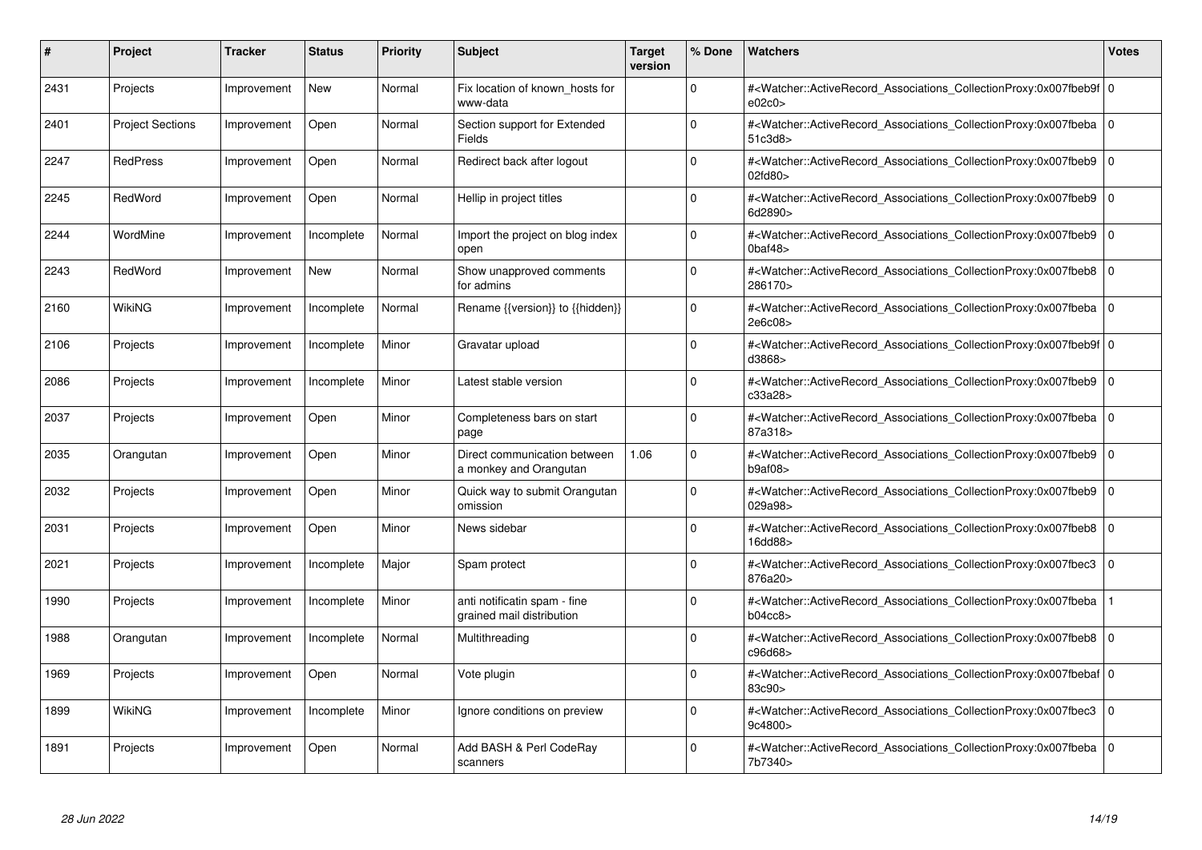| # | Project | Tracker | Status | Priority | Subject | Target version | % Done | Watchers | Votes |
| --- | --- | --- | --- | --- | --- | --- | --- | --- | --- |
| 2431 | Projects | Improvement | New | Normal | Fix location of known_hosts for www-data | | 0 | #<Watcher::ActiveRecord_Associations_CollectionProxy:0x007fbeb9fe02c0> | 0 |
| 2401 | Project Sections | Improvement | Open | Normal | Section support for Extended Fields | | 0 | #<Watcher::ActiveRecord_Associations_CollectionProxy:0x007fbeba51c3d8> | 0 |
| 2247 | RedPress | Improvement | Open | Normal | Redirect back after logout | | 0 | #<Watcher::ActiveRecord_Associations_CollectionProxy:0x007fbeb902fd80> | 0 |
| 2245 | RedWord | Improvement | Open | Normal | Hellip in project titles | | 0 | #<Watcher::ActiveRecord_Associations_CollectionProxy:0x007fbeb96d2890> | 0 |
| 2244 | WordMine | Improvement | Incomplete | Normal | Import the project on blog index open | | 0 | #<Watcher::ActiveRecord_Associations_CollectionProxy:0x007fbeb90baf48> | 0 |
| 2243 | RedWord | Improvement | New | Normal | Show unapproved comments for admins | | 0 | #<Watcher::ActiveRecord_Associations_CollectionProxy:0x007fbeb8286170> | 0 |
| 2160 | WikiNG | Improvement | Incomplete | Normal | Rename {{version}} to {{hidden}} | | 0 | #<Watcher::ActiveRecord_Associations_CollectionProxy:0x007fbeba2e6c08> | 0 |
| 2106 | Projects | Improvement | Incomplete | Minor | Gravatar upload | | 0 | #<Watcher::ActiveRecord_Associations_CollectionProxy:0x007fbeb9fd3868> | 0 |
| 2086 | Projects | Improvement | Incomplete | Minor | Latest stable version | | 0 | #<Watcher::ActiveRecord_Associations_CollectionProxy:0x007fbeb9c33a28> | 0 |
| 2037 | Projects | Improvement | Open | Minor | Completeness bars on start page | | 0 | #<Watcher::ActiveRecord_Associations_CollectionProxy:0x007fbeba87a318> | 0 |
| 2035 | Orangutan | Improvement | Open | Minor | Direct communication between a monkey and Orangutan | 1.06 | 0 | #<Watcher::ActiveRecord_Associations_CollectionProxy:0x007fbeb9b9af08> | 0 |
| 2032 | Projects | Improvement | Open | Minor | Quick way to submit Orangutan omission | | 0 | #<Watcher::ActiveRecord_Associations_CollectionProxy:0x007fbeb9029a98> | 0 |
| 2031 | Projects | Improvement | Open | Minor | News sidebar | | 0 | #<Watcher::ActiveRecord_Associations_CollectionProxy:0x007fbeb816dd88> | 0 |
| 2021 | Projects | Improvement | Incomplete | Major | Spam protect | | 0 | #<Watcher::ActiveRecord_Associations_CollectionProxy:0x007fbec3876a20> | 0 |
| 1990 | Projects | Improvement | Incomplete | Minor | anti notificatin spam - fine grained mail distribution | | 0 | #<Watcher::ActiveRecord_Associations_CollectionProxy:0x007fbebab04cc8> | 1 |
| 1988 | Orangutan | Improvement | Incomplete | Normal | Multithreading | | 0 | #<Watcher::ActiveRecord_Associations_CollectionProxy:0x007fbeb8c96d68> | 0 |
| 1969 | Projects | Improvement | Open | Normal | Vote plugin | | 0 | #<Watcher::ActiveRecord_Associations_CollectionProxy:0x007fbebaf83c90> | 0 |
| 1899 | WikiNG | Improvement | Incomplete | Minor | Ignore conditions on preview | | 0 | #<Watcher::ActiveRecord_Associations_CollectionProxy:0x007fbec39c4800> | 0 |
| 1891 | Projects | Improvement | Open | Normal | Add BASH & Perl CodeRay scanners | | 0 | #<Watcher::ActiveRecord_Associations_CollectionProxy:0x007fbeba7b7340> | 0 |

*28 Jun 2022*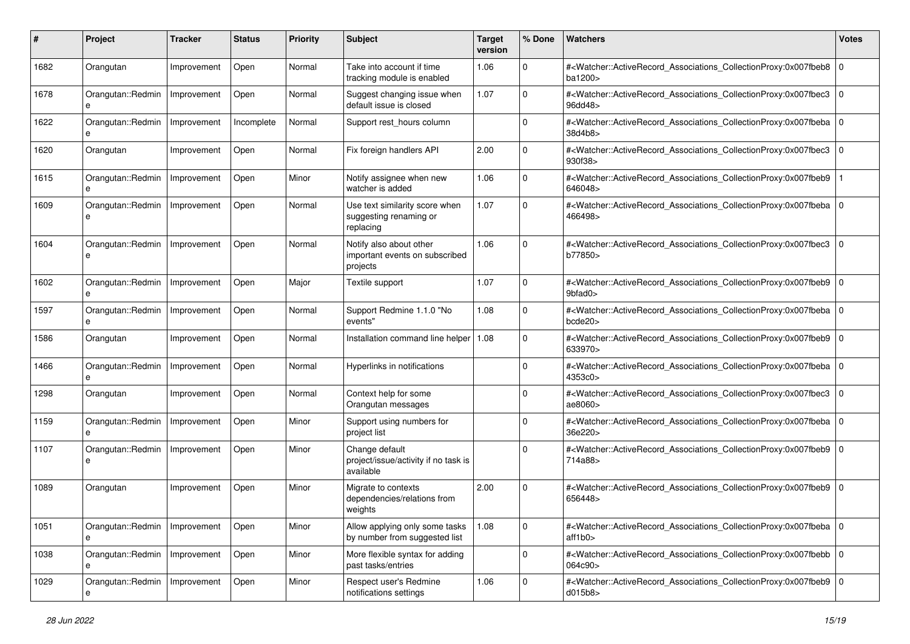| # | Project | Tracker | Status | Priority | Subject | Target version | % Done | Watchers | Votes |
|---|---|---|---|---|---|---|---|---|---|
| 1682 | Orangutan | Improvement | Open | Normal | Take into account if time tracking module is enabled | 1.06 | 0 | #<Watcher::ActiveRecord_Associations_CollectionProxy:0x007fbeb8ba1200> | 0 |
| 1678 | Orangutan::Redmine | Improvement | Open | Normal | Suggest changing issue when default issue is closed | 1.07 | 0 | #<Watcher::ActiveRecord_Associations_CollectionProxy:0x007fbec396dd48> | 0 |
| 1622 | Orangutan::Redmine | Improvement | Incomplete | Normal | Support rest_hours column | | 0 | #<Watcher::ActiveRecord_Associations_CollectionProxy:0x007fbeba38d4b8> | 0 |
| 1620 | Orangutan | Improvement | Open | Normal | Fix foreign handlers API | 2.00 | 0 | #<Watcher::ActiveRecord_Associations_CollectionProxy:0x007fbec3930f38> | 0 |
| 1615 | Orangutan::Redmine | Improvement | Open | Minor | Notify assignee when new watcher is added | 1.06 | 0 | #<Watcher::ActiveRecord_Associations_CollectionProxy:0x007fbeb9646048> | 1 |
| 1609 | Orangutan::Redmine | Improvement | Open | Normal | Use text similarity score when suggesting renaming or replacing | 1.07 | 0 | #<Watcher::ActiveRecord_Associations_CollectionProxy:0x007fbeba466498> | 0 |
| 1604 | Orangutan::Redmine | Improvement | Open | Normal | Notify also about other important events on subscribed projects | 1.06 | 0 | #<Watcher::ActiveRecord_Associations_CollectionProxy:0x007fbec3b77850> | 0 |
| 1602 | Orangutan::Redmine | Improvement | Open | Major | Textile support | 1.07 | 0 | #<Watcher::ActiveRecord_Associations_CollectionProxy:0x007fbeb99bfad0> | 0 |
| 1597 | Orangutan::Redmine | Improvement | Open | Normal | Support Redmine 1.1.0 "No events" | 1.08 | 0 | #<Watcher::ActiveRecord_Associations_CollectionProxy:0x007fbebabcde20> | 0 |
| 1586 | Orangutan | Improvement | Open | Normal | Installation command line helper | 1.08 | 0 | #<Watcher::ActiveRecord_Associations_CollectionProxy:0x007fbeb9633970> | 0 |
| 1466 | Orangutan::Redmine | Improvement | Open | Normal | Hyperlinks in notifications | | 0 | #<Watcher::ActiveRecord_Associations_CollectionProxy:0x007fbeba4353c0> | 0 |
| 1298 | Orangutan | Improvement | Open | Normal | Context help for some Orangutan messages | | 0 | #<Watcher::ActiveRecord_Associations_CollectionProxy:0x007fbec3ae8060> | 0 |
| 1159 | Orangutan::Redmine | Improvement | Open | Minor | Support using numbers for project list | | 0 | #<Watcher::ActiveRecord_Associations_CollectionProxy:0x007fbeba36e220> | 0 |
| 1107 | Orangutan::Redmine | Improvement | Open | Minor | Change default project/issue/activity if no task is available | | 0 | #<Watcher::ActiveRecord_Associations_CollectionProxy:0x007fbeb9714a88> | 0 |
| 1089 | Orangutan | Improvement | Open | Minor | Migrate to contexts dependencies/relations from weights | 2.00 | 0 | #<Watcher::ActiveRecord_Associations_CollectionProxy:0x007fbeb9656448> | 0 |
| 1051 | Orangutan::Redmine | Improvement | Open | Minor | Allow applying only some tasks by number from suggested list | 1.08 | 0 | #<Watcher::ActiveRecord_Associations_CollectionProxy:0x007fbebaaff1b0> | 0 |
| 1038 | Orangutan::Redmine | Improvement | Open | Minor | More flexible syntax for adding past tasks/entries | | 0 | #<Watcher::ActiveRecord_Associations_CollectionProxy:0x007fbebb064c90> | 0 |
| 1029 | Orangutan::Redmine | Improvement | Open | Minor | Respect user's Redmine notifications settings | 1.06 | 0 | #<Watcher::ActiveRecord_Associations_CollectionProxy:0x007fbeb9d015b8> | 0 |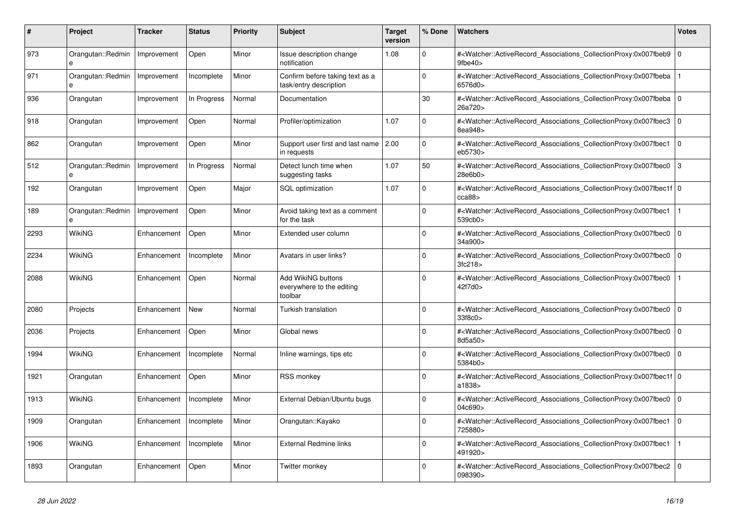| # | Project | Tracker | Status | Priority | Subject | Target version | % Done | Watchers | Votes |
|---|---|---|---|---|---|---|---|---|---|
| 973 | Orangutan::Redmine | Improvement | Open | Minor | Issue description change notification | 1.08 | 0 | #<Watcher::ActiveRecord_Associations_CollectionProxy:0x007fbeb99fbe40> | 0 |
| 971 | Orangutan::Redmine | Improvement | Incomplete | Minor | Confirm before taking text as a task/entry description | | 0 | #<Watcher::ActiveRecord_Associations_CollectionProxy:0x007fbeba6576d0> | 1 |
| 936 | Orangutan | Improvement | In Progress | Normal | Documentation | | 30 | #<Watcher::ActiveRecord_Associations_CollectionProxy:0x007fbeba26a720> | 0 |
| 918 | Orangutan | Improvement | Open | Normal | Profiler/optimization | 1.07 | 0 | #<Watcher::ActiveRecord_Associations_CollectionProxy:0x007fbec38ea948> | 0 |
| 862 | Orangutan | Improvement | Open | Minor | Support user first and last name in requests | 2.00 | 0 | #<Watcher::ActiveRecord_Associations_CollectionProxy:0x007fbec1eb5730> | 0 |
| 512 | Orangutan::Redmine | Improvement | In Progress | Normal | Detect lunch time when suggesting tasks | 1.07 | 50 | #<Watcher::ActiveRecord_Associations_CollectionProxy:0x007fbec028e6b0> | 3 |
| 192 | Orangutan | Improvement | Open | Major | SQL optimization | 1.07 | 0 | #<Watcher::ActiveRecord_Associations_CollectionProxy:0x007fbec1fcca88> | 0 |
| 189 | Orangutan::Redmine | Improvement | Open | Minor | Avoid taking text as a comment for the task | | 0 | #<Watcher::ActiveRecord_Associations_CollectionProxy:0x007fbec1539cb0> | 1 |
| 2293 | WikiNG | Enhancement | Open | Minor | Extended user column | | 0 | #<Watcher::ActiveRecord_Associations_CollectionProxy:0x007fbec034a900> | 0 |
| 2234 | WikiNG | Enhancement | Incomplete | Minor | Avatars in user links? | | 0 | #<Watcher::ActiveRecord_Associations_CollectionProxy:0x007fbec03fc218> | 0 |
| 2088 | WikiNG | Enhancement | Open | Normal | Add WikiNG buttons everywhere to the editing toolbar | | 0 | #<Watcher::ActiveRecord_Associations_CollectionProxy:0x007fbec042f7d0> | 1 |
| 2080 | Projects | Enhancement | New | Normal | Turkish translation | | 0 | #<Watcher::ActiveRecord_Associations_CollectionProxy:0x007fbec033f8c0> | 0 |
| 2036 | Projects | Enhancement | Open | Minor | Global news | | 0 | #<Watcher::ActiveRecord_Associations_CollectionProxy:0x007fbec08d5a50> | 0 |
| 1994 | WikiNG | Enhancement | Incomplete | Normal | Inline warnings, tips etc | | 0 | #<Watcher::ActiveRecord_Associations_CollectionProxy:0x007fbec05384b0> | 0 |
| 1921 | Orangutan | Enhancement | Open | Minor | RSS monkey | | 0 | #<Watcher::ActiveRecord_Associations_CollectionProxy:0x007fbec1fa1838> | 0 |
| 1913 | WikiNG | Enhancement | Incomplete | Minor | External Debian/Ubuntu bugs | | 0 | #<Watcher::ActiveRecord_Associations_CollectionProxy:0x007fbec004c690> | 0 |
| 1909 | Orangutan | Enhancement | Incomplete | Minor | Orangutan::Kayako | | 0 | #<Watcher::ActiveRecord_Associations_CollectionProxy:0x007fbec1725880> | 0 |
| 1906 | WikiNG | Enhancement | Incomplete | Minor | External Redmine links | | 0 | #<Watcher::ActiveRecord_Associations_CollectionProxy:0x007fbec1491920> | 1 |
| 1893 | Orangutan | Enhancement | Open | Minor | Twitter monkey | | 0 | #<Watcher::ActiveRecord_Associations_CollectionProxy:0x007fbec2098390> | 0 |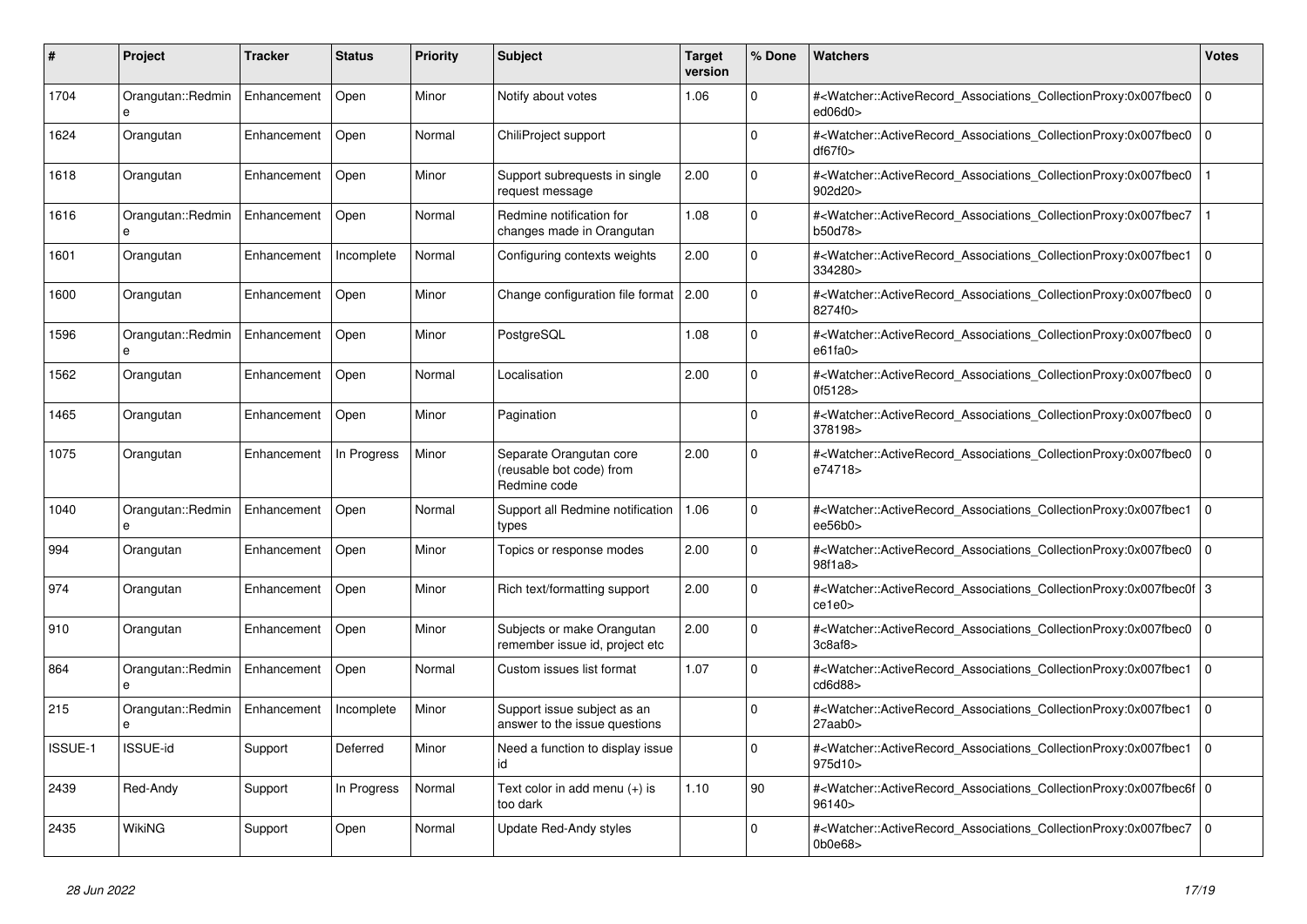| # | Project | Tracker | Status | Priority | Subject | Target version | % Done | Watchers | Votes |
|---|---|---|---|---|---|---|---|---|---|
| 1704 | Orangutan::Redmine | Enhancement | Open | Minor | Notify about votes | 1.06 | 0 | #<Watcher::ActiveRecord_Associations_CollectionProxy:0x007fbec0ed06d0> | 0 |
| 1624 | Orangutan | Enhancement | Open | Normal | ChiliProject support | | 0 | #<Watcher::ActiveRecord_Associations_CollectionProxy:0x007fbec0df67f0> | 0 |
| 1618 | Orangutan | Enhancement | Open | Minor | Support subrequests in single request message | 2.00 | 0 | #<Watcher::ActiveRecord_Associations_CollectionProxy:0x007fbec0902d20> | 1 |
| 1616 | Orangutan::Redmine | Enhancement | Open | Normal | Redmine notification for changes made in Orangutan | 1.08 | 0 | #<Watcher::ActiveRecord_Associations_CollectionProxy:0x007fbec7b50d78> | 1 |
| 1601 | Orangutan | Enhancement | Incomplete | Normal | Configuring contexts weights | 2.00 | 0 | #<Watcher::ActiveRecord_Associations_CollectionProxy:0x007fbec1334280> | 0 |
| 1600 | Orangutan | Enhancement | Open | Minor | Change configuration file format | 2.00 | 0 | #<Watcher::ActiveRecord_Associations_CollectionProxy:0x007fbec08274f0> | 0 |
| 1596 | Orangutan::Redmine | Enhancement | Open | Minor | PostgreSQL | 1.08 | 0 | #<Watcher::ActiveRecord_Associations_CollectionProxy:0x007fbec0e61fa0> | 0 |
| 1562 | Orangutan | Enhancement | Open | Normal | Localisation | 2.00 | 0 | #<Watcher::ActiveRecord_Associations_CollectionProxy:0x007fbec00f5128> | 0 |
| 1465 | Orangutan | Enhancement | Open | Minor | Pagination | | 0 | #<Watcher::ActiveRecord_Associations_CollectionProxy:0x007fbec0378198> | 0 |
| 1075 | Orangutan | Enhancement | In Progress | Minor | Separate Orangutan core (reusable bot code) from Redmine code | 2.00 | 0 | #<Watcher::ActiveRecord_Associations_CollectionProxy:0x007fbec0e74718> | 0 |
| 1040 | Orangutan::Redmine | Enhancement | Open | Normal | Support all Redmine notification types | 1.06 | 0 | #<Watcher::ActiveRecord_Associations_CollectionProxy:0x007fbec1ee56b0> | 0 |
| 994 | Orangutan | Enhancement | Open | Minor | Topics or response modes | 2.00 | 0 | #<Watcher::ActiveRecord_Associations_CollectionProxy:0x007fbec098f1a8> | 0 |
| 974 | Orangutan | Enhancement | Open | Minor | Rich text/formatting support | 2.00 | 0 | #<Watcher::ActiveRecord_Associations_CollectionProxy:0x007fbec0fce1e0> | 3 |
| 910 | Orangutan | Enhancement | Open | Minor | Subjects or make Orangutan remember issue id, project etc | 2.00 | 0 | #<Watcher::ActiveRecord_Associations_CollectionProxy:0x007fbec03c8af8> | 0 |
| 864 | Orangutan::Redmine | Enhancement | Open | Normal | Custom issues list format | 1.07 | 0 | #<Watcher::ActiveRecord_Associations_CollectionProxy:0x007fbec1cd6d88> | 0 |
| 215 | Orangutan::Redmine | Enhancement | Incomplete | Minor | Support issue subject as an answer to the issue questions | | 0 | #<Watcher::ActiveRecord_Associations_CollectionProxy:0x007fbec127aab0> | 0 |
| ISSUE-1 | ISSUE-id | Support | Deferred | Minor | Need a function to display issue id | | 0 | #<Watcher::ActiveRecord_Associations_CollectionProxy:0x007fbec1975d10> | 0 |
| 2439 | Red-Andy | Support | In Progress | Normal | Text color in add menu (+) is too dark | 1.10 | 90 | #<Watcher::ActiveRecord_Associations_CollectionProxy:0x007fbec6f96140> | 0 |
| 2435 | WikiNG | Support | Open | Normal | Update Red-Andy styles | | 0 | #<Watcher::ActiveRecord_Associations_CollectionProxy:0x007fbec70b0e68> | 0 |

*28 Jun 2022*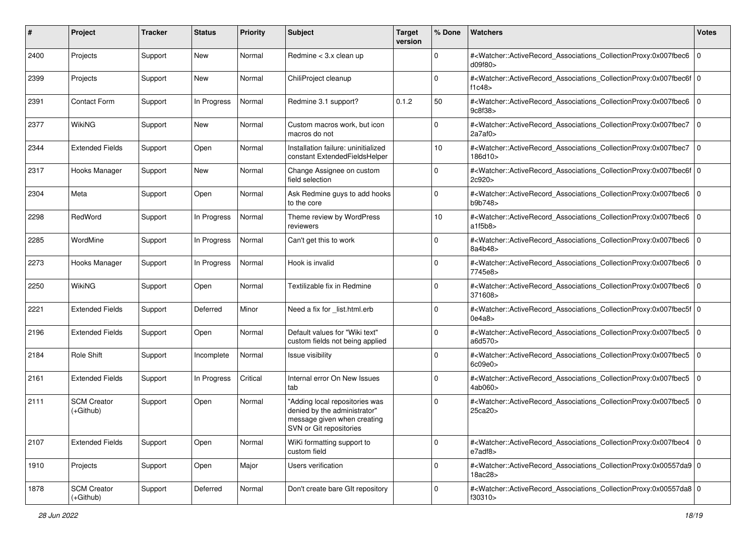| # | Project | Tracker | Status | Priority | Subject | Target version | % Done | Watchers | Votes |
|---|---|---|---|---|---|---|---|---|---|
| 2400 | Projects | Support | New | Normal | Redmine < 3.x clean up | | 0 | #<Watcher::ActiveRecord_Associations_CollectionProxy:0x007fbec6d09f80> | 0 |
| 2399 | Projects | Support | New | Normal | ChiliProject cleanup | | 0 | #<Watcher::ActiveRecord_Associations_CollectionProxy:0x007fbec6ff1c48> | 0 |
| 2391 | Contact Form | Support | In Progress | Normal | Redmine 3.1 support? | 0.1.2 | 50 | #<Watcher::ActiveRecord_Associations_CollectionProxy:0x007fbec69c8f38> | 0 |
| 2377 | WikiNG | Support | New | Normal | Custom macros work, but icon macros do not | | 0 | #<Watcher::ActiveRecord_Associations_CollectionProxy:0x007fbec72a7af0> | 0 |
| 2344 | Extended Fields | Support | Open | Normal | Installation failure: uninitialized constant ExtendedFieldsHelper | | 10 | #<Watcher::ActiveRecord_Associations_CollectionProxy:0x007fbec7186d10> | 0 |
| 2317 | Hooks Manager | Support | New | Normal | Change Assignee on custom field selection | | 0 | #<Watcher::ActiveRecord_Associations_CollectionProxy:0x007fbec6f2c920> | 0 |
| 2304 | Meta | Support | Open | Normal | Ask Redmine guys to add hooks to the core | | 0 | #<Watcher::ActiveRecord_Associations_CollectionProxy:0x007fbec6b9b748> | 0 |
| 2298 | RedWord | Support | In Progress | Normal | Theme review by WordPress reviewers | | 10 | #<Watcher::ActiveRecord_Associations_CollectionProxy:0x007fbec6a1f5b8> | 0 |
| 2285 | WordMine | Support | In Progress | Normal | Can't get this to work | | 0 | #<Watcher::ActiveRecord_Associations_CollectionProxy:0x007fbec68a4b48> | 0 |
| 2273 | Hooks Manager | Support | In Progress | Normal | Hook is invalid | | 0 | #<Watcher::ActiveRecord_Associations_CollectionProxy:0x007fbec67745e8> | 0 |
| 2250 | WikiNG | Support | Open | Normal | Textilizable fix in Redmine | | 0 | #<Watcher::ActiveRecord_Associations_CollectionProxy:0x007fbec6371608> | 0 |
| 2221 | Extended Fields | Support | Deferred | Minor | Need a fix for _list.html.erb | | 0 | #<Watcher::ActiveRecord_Associations_CollectionProxy:0x007fbec5f0e4a8> | 0 |
| 2196 | Extended Fields | Support | Open | Normal | Default values for "Wiki text" custom fields not being applied | | 0 | #<Watcher::ActiveRecord_Associations_CollectionProxy:0x007fbec5a6d570> | 0 |
| 2184 | Role Shift | Support | Incomplete | Normal | Issue visibility | | 0 | #<Watcher::ActiveRecord_Associations_CollectionProxy:0x007fbec56c09e0> | 0 |
| 2161 | Extended Fields | Support | In Progress | Critical | Internal error On New Issues tab | | 0 | #<Watcher::ActiveRecord_Associations_CollectionProxy:0x007fbec54ab060> | 0 |
| 2111 | SCM Creator (+Github) | Support | Open | Normal | "Adding local repositories was denied by the administrator" message given when creating SVN or Git repositories | | 0 | #<Watcher::ActiveRecord_Associations_CollectionProxy:0x007fbec525ca20> | 0 |
| 2107 | Extended Fields | Support | Open | Normal | WiKi formatting support to custom field | | 0 | #<Watcher::ActiveRecord_Associations_CollectionProxy:0x007fbec4e7adf8> | 0 |
| 1910 | Projects | Support | Open | Major | Users verification | | 0 | #<Watcher::ActiveRecord_Associations_CollectionProxy:0x00557da918ac28> | 0 |
| 1878 | SCM Creator (+Github) | Support | Deferred | Normal | Don't create bare GIt repository | | 0 | #<Watcher::ActiveRecord_Associations_CollectionProxy:0x00557da8f30310> | 0 |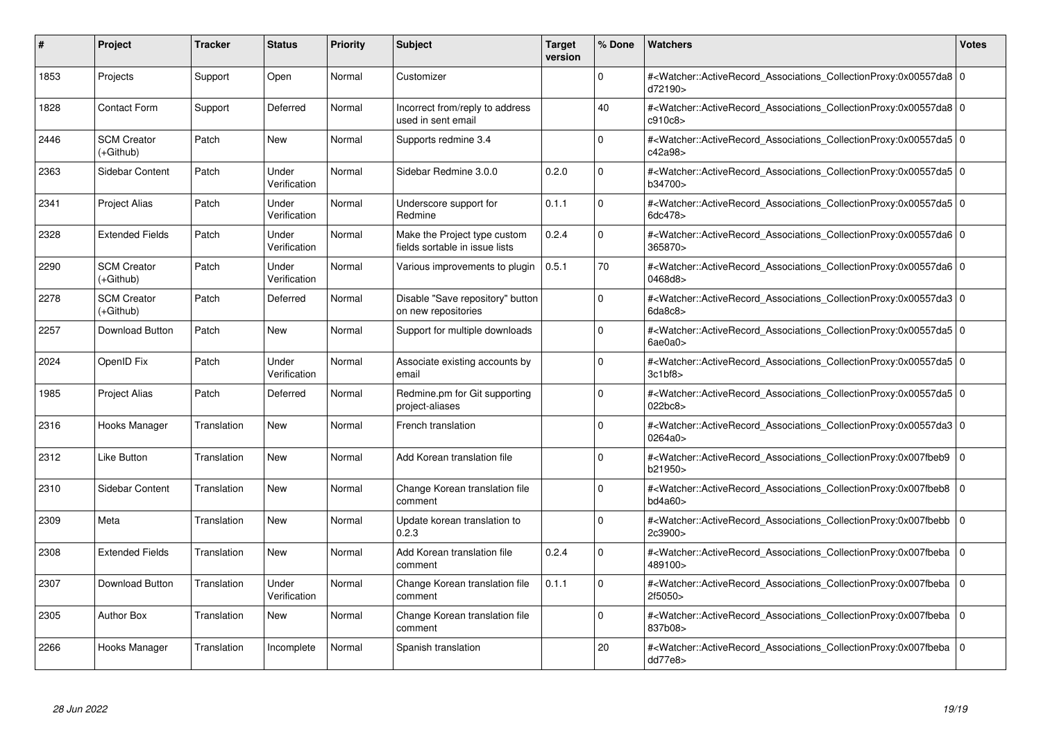| # | Project | Tracker | Status | Priority | Subject | Target version | % Done | Watchers | Votes |
|---|---|---|---|---|---|---|---|---|---|
| 1853 | Projects | Support | Open | Normal | Customizer | | 0 | #<Watcher::ActiveRecord_Associations_CollectionProxy:0x00557da8d72190> | 0 |
| 1828 | Contact Form | Support | Deferred | Normal | Incorrect from/reply to address used in sent email | | 40 | #<Watcher::ActiveRecord_Associations_CollectionProxy:0x00557da8c910c8> | 0 |
| 2446 | SCM Creator (+Github) | Patch | New | Normal | Supports redmine 3.4 | | 0 | #<Watcher::ActiveRecord_Associations_CollectionProxy:0x00557da5c42a98> | 0 |
| 2363 | Sidebar Content | Patch | Under Verification | Normal | Sidebar Redmine 3.0.0 | 0.2.0 | 0 | #<Watcher::ActiveRecord_Associations_CollectionProxy:0x00557da5b34700> | 0 |
| 2341 | Project Alias | Patch | Under Verification | Normal | Underscore support for Redmine | 0.1.1 | 0 | #<Watcher::ActiveRecord_Associations_CollectionProxy:0x00557da56dc478> | 0 |
| 2328 | Extended Fields | Patch | Under Verification | Normal | Make the Project type custom fields sortable in issue lists | 0.2.4 | 0 | #<Watcher::ActiveRecord_Associations_CollectionProxy:0x00557da6365870> | 0 |
| 2290 | SCM Creator (+Github) | Patch | Under Verification | Normal | Various improvements to plugin | 0.5.1 | 70 | #<Watcher::ActiveRecord_Associations_CollectionProxy:0x00557da60468d8> | 0 |
| 2278 | SCM Creator (+Github) | Patch | Deferred | Normal | Disable "Save repository" button on new repositories | | 0 | #<Watcher::ActiveRecord_Associations_CollectionProxy:0x00557da36da8c8> | 0 |
| 2257 | Download Button | Patch | New | Normal | Support for multiple downloads | | 0 | #<Watcher::ActiveRecord_Associations_CollectionProxy:0x00557da56ae0a0> | 0 |
| 2024 | OpenID Fix | Patch | Under Verification | Normal | Associate existing accounts by email | | 0 | #<Watcher::ActiveRecord_Associations_CollectionProxy:0x00557da53c1bf8> | 0 |
| 1985 | Project Alias | Patch | Deferred | Normal | Redmine.pm for Git supporting project-aliases | | 0 | #<Watcher::ActiveRecord_Associations_CollectionProxy:0x00557da5022bc8> | 0 |
| 2316 | Hooks Manager | Translation | New | Normal | French translation | | 0 | #<Watcher::ActiveRecord_Associations_CollectionProxy:0x00557da30264a0> | 0 |
| 2312 | Like Button | Translation | New | Normal | Add Korean translation file | | 0 | #<Watcher::ActiveRecord_Associations_CollectionProxy:0x007fbeb9b21950> | 0 |
| 2310 | Sidebar Content | Translation | New | Normal | Change Korean translation file comment | | 0 | #<Watcher::ActiveRecord_Associations_CollectionProxy:0x007fbeb8bd4a60> | 0 |
| 2309 | Meta | Translation | New | Normal | Update korean translation to 0.2.3 | | 0 | #<Watcher::ActiveRecord_Associations_CollectionProxy:0x007fbebb2c3900> | 0 |
| 2308 | Extended Fields | Translation | New | Normal | Add Korean translation file comment | 0.2.4 | 0 | #<Watcher::ActiveRecord_Associations_CollectionProxy:0x007fbeba489100> | 0 |
| 2307 | Download Button | Translation | Under Verification | Normal | Change Korean translation file comment | 0.1.1 | 0 | #<Watcher::ActiveRecord_Associations_CollectionProxy:0x007fbeba2f5050> | 0 |
| 2305 | Author Box | Translation | New | Normal | Change Korean translation file comment | | 0 | #<Watcher::ActiveRecord_Associations_CollectionProxy:0x007fbeba837b08> | 0 |
| 2266 | Hooks Manager | Translation | Incomplete | Normal | Spanish translation | | 20 | #<Watcher::ActiveRecord_Associations_CollectionProxy:0x007fbebadd77e8> | 0 |

*28 Jun 2022*